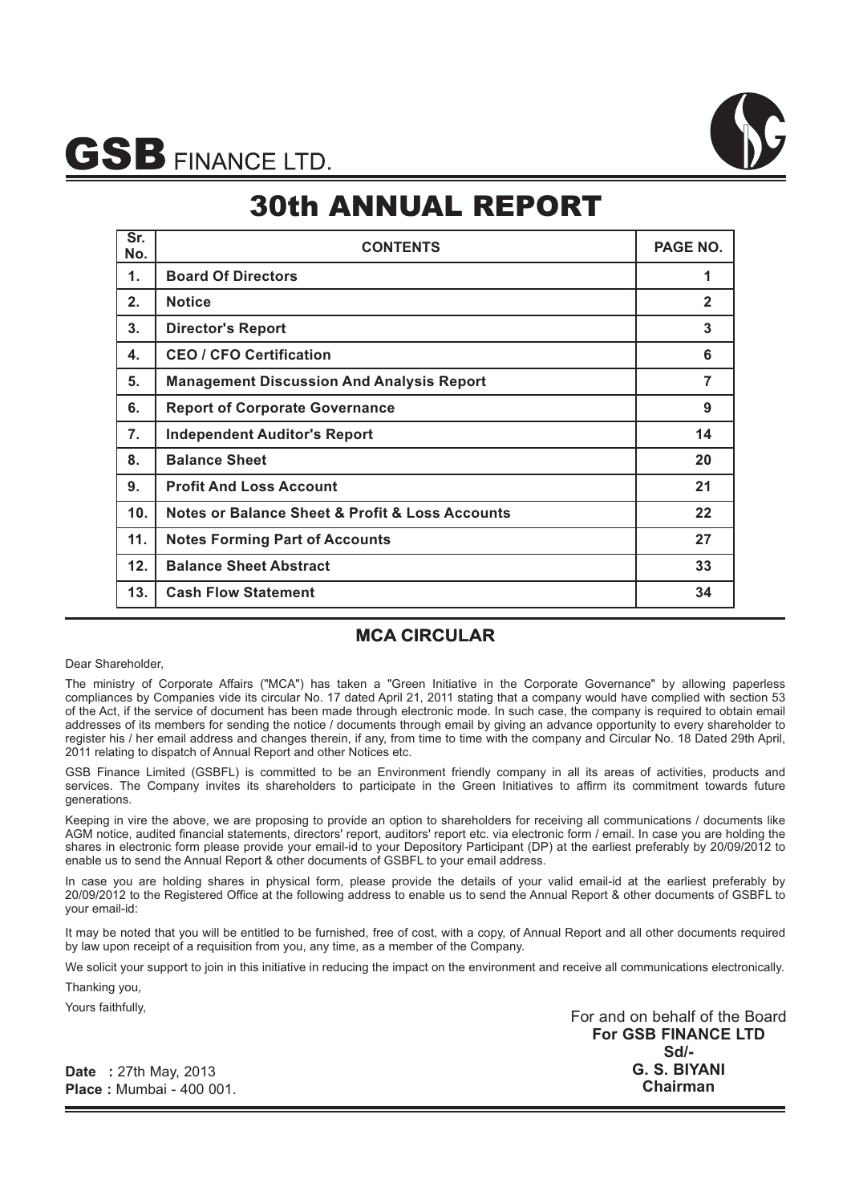# GSB FINANCE LTD.

# 30th ANNUAL REPORT

| Sr. No. | CONTENTS | PAGE NO. |
|---|---|---|
| 1. | **Board Of Directors** | 1 |
| 2. | **Notice** | 2 |
| 3. | **Director's Report** | 3 |
| 4. | **CEO / CFO Certification** | 6 |
| 5. | **Management Discussion And Analysis Report** | 7 |
| 6. | **Report of Corporate Governance** | 9 |
| 7. | **Independent Auditor's Report** | 14 |
| 8. | **Balance Sheet** | 20 |
| 9. | **Profit And Loss Account** | 21 |
| 10. | **Notes or Balance Sheet & Profit & Loss Accounts** | 22 |
| 11. | **Notes Forming Part of Accounts** | 27 |
| 12. | **Balance Sheet Abstract** | 33 |
| 13. | **Cash Flow Statement** | 34 |

## MCA CIRCULAR

Dear Shareholder,

The ministry of Corporate Affairs ("MCA") has taken a "Green Initiative in the Corporate Governance" by allowing paperless compliances by Companies vide its circular No. 17 dated April 21, 2011 stating that a company would have complied with section 53 of the Act, if the service of document has been made through electronic mode. In such case, the company is required to obtain email addresses of its members for sending the notice / documents through email by giving an advance opportunity to every shareholder to register his / her email address and changes therein, if any, from time to time with the company and Circular No. 18 Dated 29th April, 2011 relating to dispatch of Annual Report and other Notices etc.

GSB Finance Limited (GSBFL) is committed to be an Environment friendly company in all its areas of activities, products and services. The Company invites its shareholders to participate in the Green Initiatives to affirm its commitment towards future generations.

Keeping in vire the above, we are proposing to provide an option to shareholders for receiving all communications / documents like AGM notice, audited financial statements, directors' report, auditors' report etc. via electronic form / email. In case you are holding the shares in electronic form please provide your email-id to your Depository Participant (DP) at the earliest preferably by 20/09/2012 to enable us to send the Annual Report & other documents of GSBFL to your email address.

In case you are holding shares in physical form, please provide the details of your valid email-id at the earliest preferably by 20/09/2012 to the Registered Office at the following address to enable us to send the Annual Report & other documents of GSBFL to your email-id:

It may be noted that you will be entitled to be furnished, free of cost, with a copy, of Annual Report and all other documents required by law upon receipt of a requisition from you, any time, as a member of the Company.

We solicit your support to join in this initiative in reducing the impact on the environment and receive all communications electronically.

Thanking you,

Yours faithfully,

For and on behalf of the Board
**For GSB FINANCE LTD**
**Sd/-**
**G. S. BIYANI**
**Chairman**

**Date :** 27th May, 2013
**Place :** Mumbai - 400 001.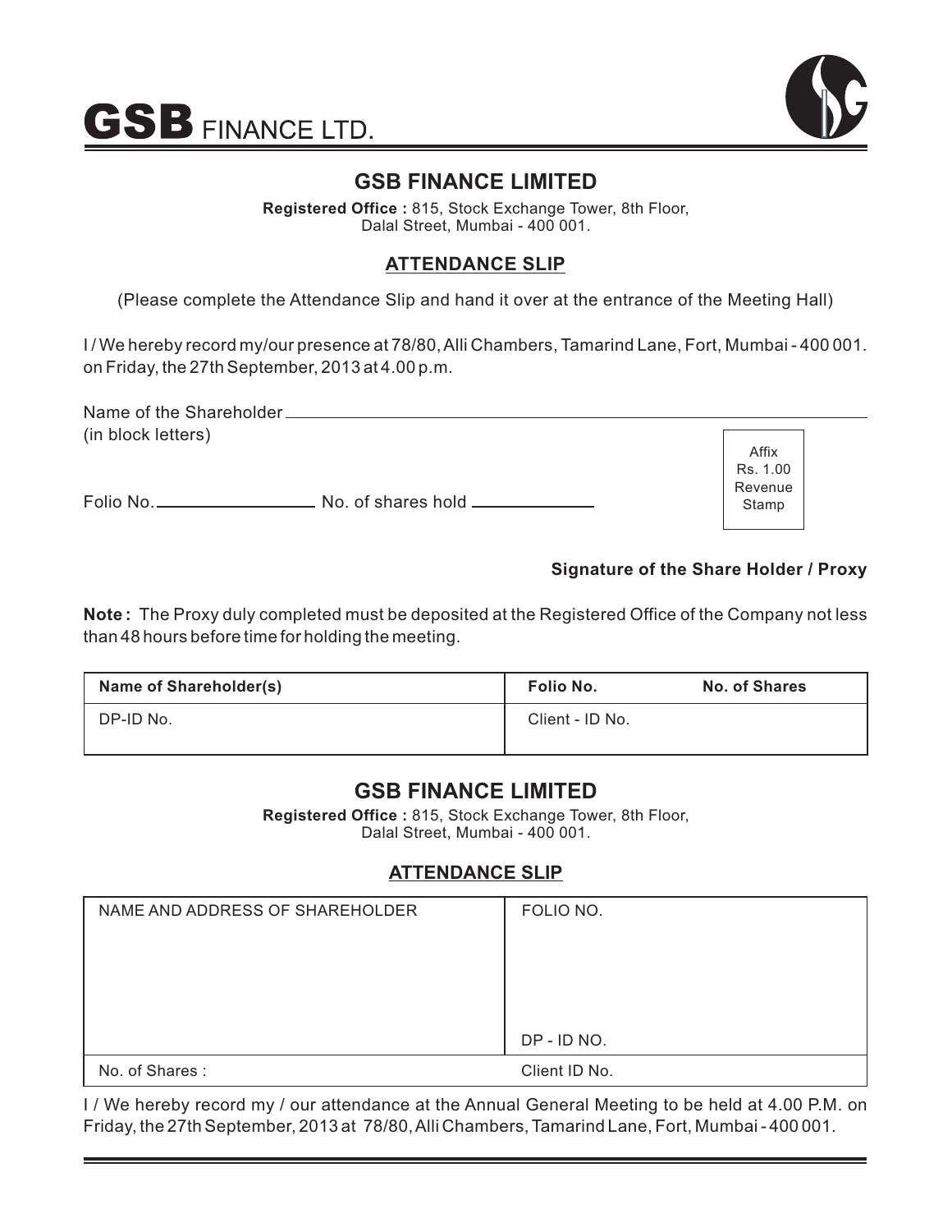# GSB FINANCE LTD.

## GSB FINANCE LIMITED

**Registered Office :** 815, Stock Exchange Tower, 8th Floor, Dalal Street, Mumbai - 400 001.

### ATTENDANCE SLIP

(Please complete the Attendance Slip and hand it over at the entrance of the Meeting Hall)

I / We hereby record my/our presence at 78/80, Alli Chambers, Tamarind Lane, Fort, Mumbai - 400 001. on Friday, the 27th September, 2013 at 4.00 p.m.

Name of the Shareholder ______________________________
(in block letters)

Folio No. ________________ No. of shares hold ______________

Affix Rs. 1.00 Revenue Stamp

**Signature of the Share Holder / Proxy**

**Note :** The Proxy duly completed must be deposited at the Registered Office of the Company not less than 48 hours before time for holding the meeting.

| Name of Shareholder(s) | Folio No. | No. of Shares |
|---|---|---|
| DP-ID No. | Client - ID No. | |

## GSB FINANCE LIMITED

**Registered Office :** 815, Stock Exchange Tower, 8th Floor, Dalal Street, Mumbai - 400 001.

### ATTENDANCE SLIP

| NAME AND ADDRESS OF SHAREHOLDER | FOLIO NO. |
|---|---|
| | DP - ID NO. |
| No. of Shares : | Client ID No. |

I / We hereby record my / our attendance at the Annual General Meeting to be held at 4.00 P.M. on Friday, the 27th September, 2013 at 78/80, Alli Chambers, Tamarind Lane, Fort, Mumbai - 400 001.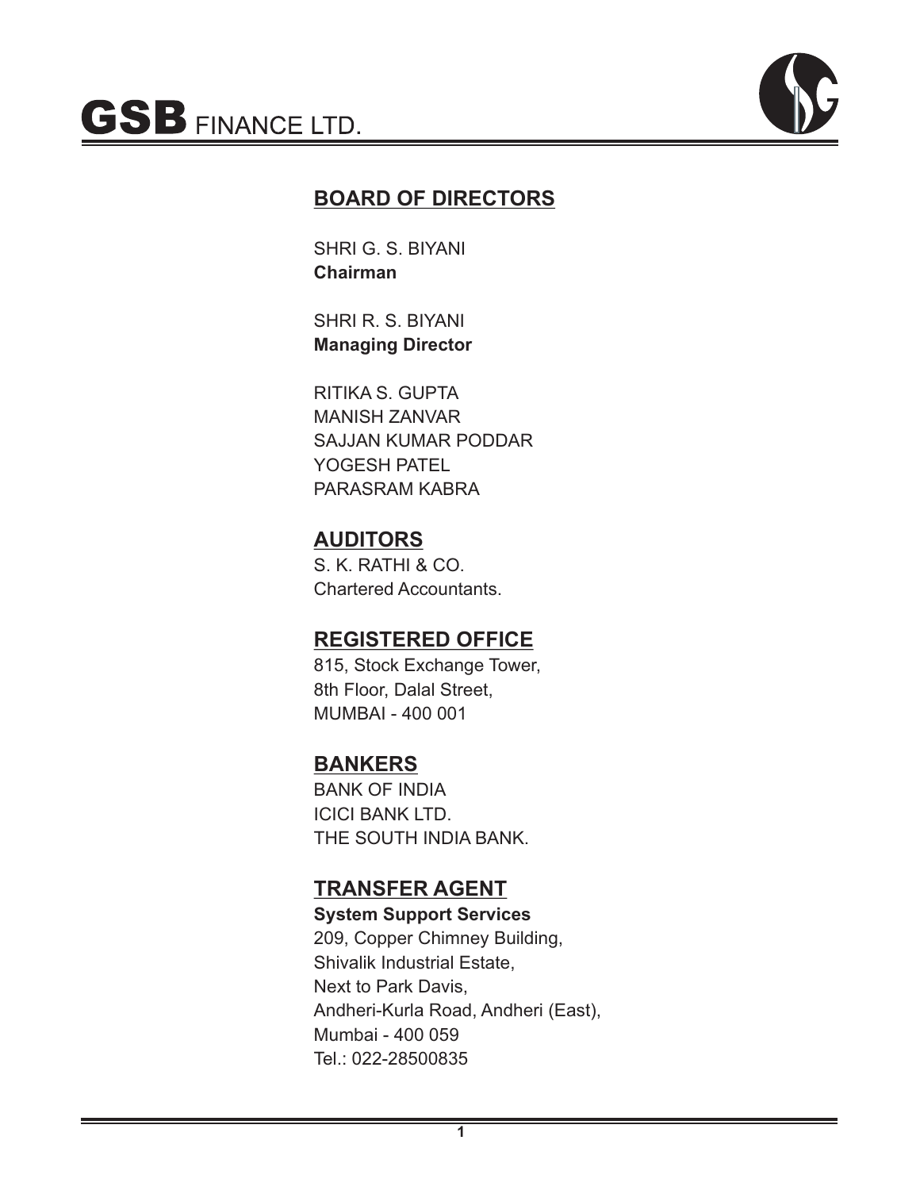## BOARD OF DIRECTORS

SHRI G. S. BIYANI
**Chairman**

SHRI R. S. BIYANI
**Managing Director**

RITIKA S. GUPTA
MANISH ZANVAR
SAJJAN KUMAR PODDAR
YOGESH PATEL
PARASRAM KABRA

## AUDITORS

S. K. RATHI & CO.
Chartered Accountants.

## REGISTERED OFFICE

815, Stock Exchange Tower,
8th Floor, Dalal Street,
MUMBAI - 400 001

## BANKERS

BANK OF INDIA
ICICI BANK LTD.
THE SOUTH INDIA BANK.

## TRANSFER AGENT

**System Support Services**
209, Copper Chimney Building,
Shivalik Industrial Estate,
Next to Park Davis,
Andheri-Kurla Road, Andheri (East),
Mumbai - 400 059
Tel.: 022-28500835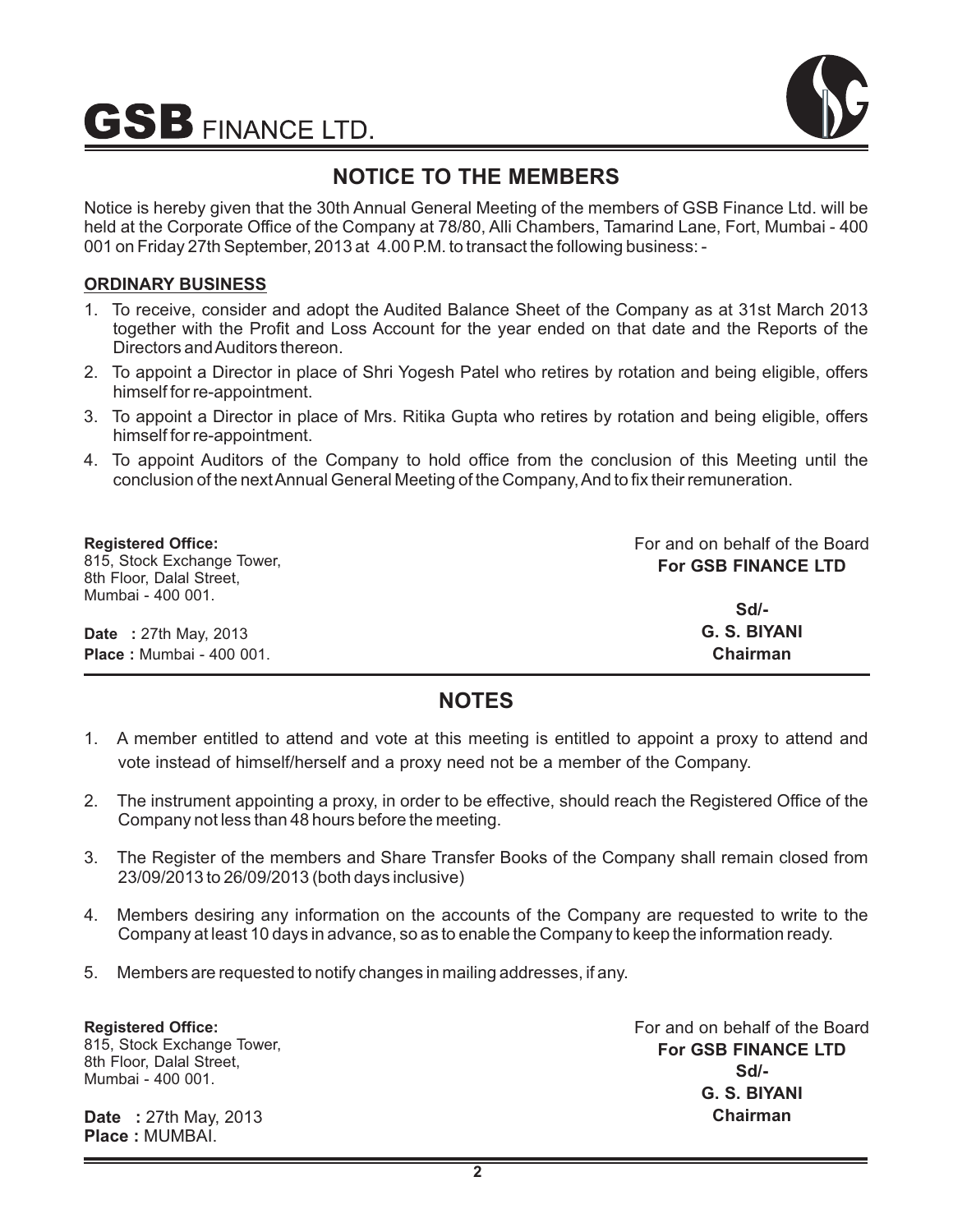# GSB FINANCE LTD.

## NOTICE TO THE MEMBERS

Notice is hereby given that the 30th Annual General Meeting of the members of GSB Finance Ltd. will be held at the Corporate Office of the Company at 78/80, Alli Chambers, Tamarind Lane, Fort, Mumbai - 400 001 on Friday 27th September, 2013 at 4.00 P.M. to transact the following business: -

**ORDINARY BUSINESS**

1. To receive, consider and adopt the Audited Balance Sheet of the Company as at 31st March 2013 together with the Profit and Loss Account for the year ended on that date and the Reports of the Directors and Auditors thereon.
2. To appoint a Director in place of Shri Yogesh Patel who retires by rotation and being eligible, offers himself for re-appointment.
3. To appoint a Director in place of Mrs. Ritika Gupta who retires by rotation and being eligible, offers himself for re-appointment.
4. To appoint Auditors of the Company to hold office from the conclusion of this Meeting until the conclusion of the next Annual General Meeting of the Company, And to fix their remuneration.

**Registered Office:**
815, Stock Exchange Tower,
8th Floor, Dalal Street,
Mumbai - 400 001.

**Date :** 27th May, 2013
**Place :** Mumbai - 400 001.

For and on behalf of the Board
**For GSB FINANCE LTD**

**Sd/-**
**G. S. BIYANI**
**Chairman**

## NOTES

1. A member entitled to attend and vote at this meeting is entitled to appoint a proxy to attend and vote instead of himself/herself and a proxy need not be a member of the Company.
2. The instrument appointing a proxy, in order to be effective, should reach the Registered Office of the Company not less than 48 hours before the meeting.
3. The Register of the members and Share Transfer Books of the Company shall remain closed from 23/09/2013 to 26/09/2013 (both days inclusive)
4. Members desiring any information on the accounts of the Company are requested to write to the Company at least 10 days in advance, so as to enable the Company to keep the information ready.
5. Members are requested to notify changes in mailing addresses, if any.

**Registered Office:**
815, Stock Exchange Tower,
8th Floor, Dalal Street,
Mumbai - 400 001.

**Date :** 27th May, 2013
**Place :** MUMBAI.

For and on behalf of the Board
**For GSB FINANCE LTD**
**Sd/-**
**G. S. BIYANI**
**Chairman**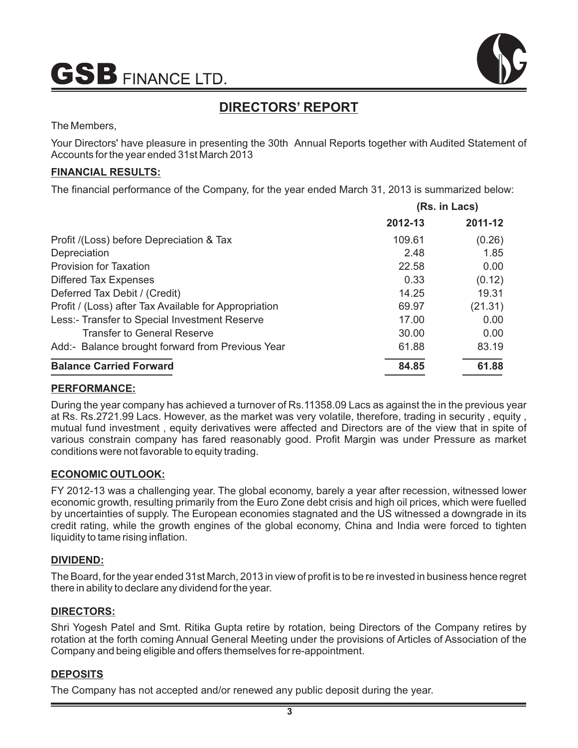# DIRECTORS' REPORT

The Members,

Your Directors' have pleasure in presenting the 30th Annual Reports together with Audited Statement of Accounts for the year ended 31st March 2013

**FINANCIAL RESULTS:**

The financial performance of the Company, for the year ended March 31, 2013 is summarized below:

| | (Rs. in Lacs) | |
|---|---|---|
| | **2012-13** | **2011-12** |
| Profit /(Loss) before Depreciation & Tax | 109.61 | (0.26) |
| Depreciation | 2.48 | 1.85 |
| Provision for Taxation | 22.58 | 0.00 |
| Differed Tax Expenses | 0.33 | (0.12) |
| Deferred Tax Debit / (Credit) | 14.25 | 19.31 |
| Profit / (Loss) after Tax Available for Appropriation | 69.97 | (21.31) |
| Less:- Transfer to Special Investment Reserve | 17.00 | 0.00 |
| Transfer to General Reserve | 30.00 | 0.00 |
| Add:- Balance brought forward from Previous Year | 61.88 | 83.19 |
| **Balance Carried Forward** | **84.85** | **61.88** |

**PERFORMANCE:**

During the year company has achieved a turnover of Rs.11358.09 Lacs as against the in the previous year at Rs. Rs.2721.99 Lacs. However, as the market was very volatile, therefore, trading in security , equity , mutual fund investment , equity derivatives were affected and Directors are of the view that in spite of various constrain company has fared reasonably good. Profit Margin was under Pressure as market conditions were not favorable to equity trading.

**ECONOMIC OUTLOOK:**

FY 2012-13 was a challenging year. The global economy, barely a year after recession, witnessed lower economic growth, resulting primarily from the Euro Zone debt crisis and high oil prices, which were fuelled by uncertainties of supply. The European economies stagnated and the US witnessed a downgrade in its credit rating, while the growth engines of the global economy, China and India were forced to tighten liquidity to tame rising inflation.

**DIVIDEND:**

The Board, for the year ended 31st March, 2013 in view of profit is to be re invested in business hence regret there in ability to declare any dividend for the year.

**DIRECTORS:**

Shri Yogesh Patel and Smt. Ritika Gupta retire by rotation, being Directors of the Company retires by rotation at the forth coming Annual General Meeting under the provisions of Articles of Association of the Company and being eligible and offers themselves for re-appointment.

**DEPOSITS**

The Company has not accepted and/or renewed any public deposit during the year.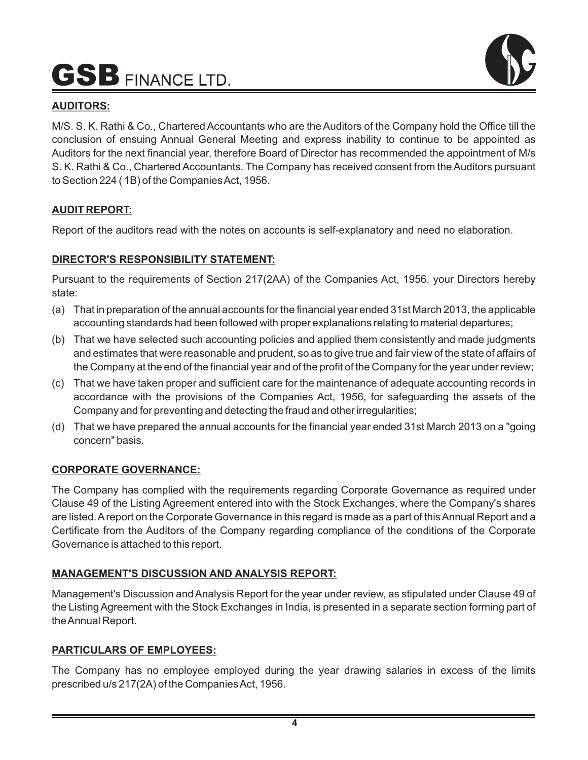## AUDITORS:

M/S. S. K. Rathi & Co., Chartered Accountants who are the Auditors of the Company hold the Office till the conclusion of ensuing Annual General Meeting and express inability to continue to be appointed as Auditors for the next financial year, therefore Board of Director has recommended the appointment of M/s S. K. Rathi & Co., Chartered Accountants. The Company has received consent from the Auditors pursuant to Section 224 ( 1B) of the Companies Act, 1956.

## AUDIT REPORT:

Report of the auditors read with the notes on accounts is self-explanatory and need no elaboration.

## DIRECTOR'S RESPONSIBILITY STATEMENT:

Pursuant to the requirements of Section 217(2AA) of the Companies Act, 1956, your Directors hereby state:

(a) That in preparation of the annual accounts for the financial year ended 31st March 2013, the applicable accounting standards had been followed with proper explanations relating to material departures;

(b) That we have selected such accounting policies and applied them consistently and made judgments and estimates that were reasonable and prudent, so as to give true and fair view of the state of affairs of the Company at the end of the financial year and of the profit of the Company for the year under review;

(c) That we have taken proper and sufficient care for the maintenance of adequate accounting records in accordance with the provisions of the Companies Act, 1956, for safeguarding the assets of the Company and for preventing and detecting the fraud and other irregularities;

(d) That we have prepared the annual accounts for the financial year ended 31st March 2013 on a "going concern" basis.

## CORPORATE GOVERNANCE:

The Company has complied with the requirements regarding Corporate Governance as required under Clause 49 of the Listing Agreement entered into with the Stock Exchanges, where the Company's shares are listed. A report on the Corporate Governance in this regard is made as a part of this Annual Report and a Certificate from the Auditors of the Company regarding compliance of the conditions of the Corporate Governance is attached to this report.

## MANAGEMENT'S DISCUSSION AND ANALYSIS REPORT:

Management's Discussion and Analysis Report for the year under review, as stipulated under Clause 49 of the Listing Agreement with the Stock Exchanges in India, is presented in a separate section forming part of the Annual Report.

## PARTICULARS OF EMPLOYEES:

The Company has no employee employed during the year drawing salaries in excess of the limits prescribed u/s 217(2A) of the Companies Act, 1956.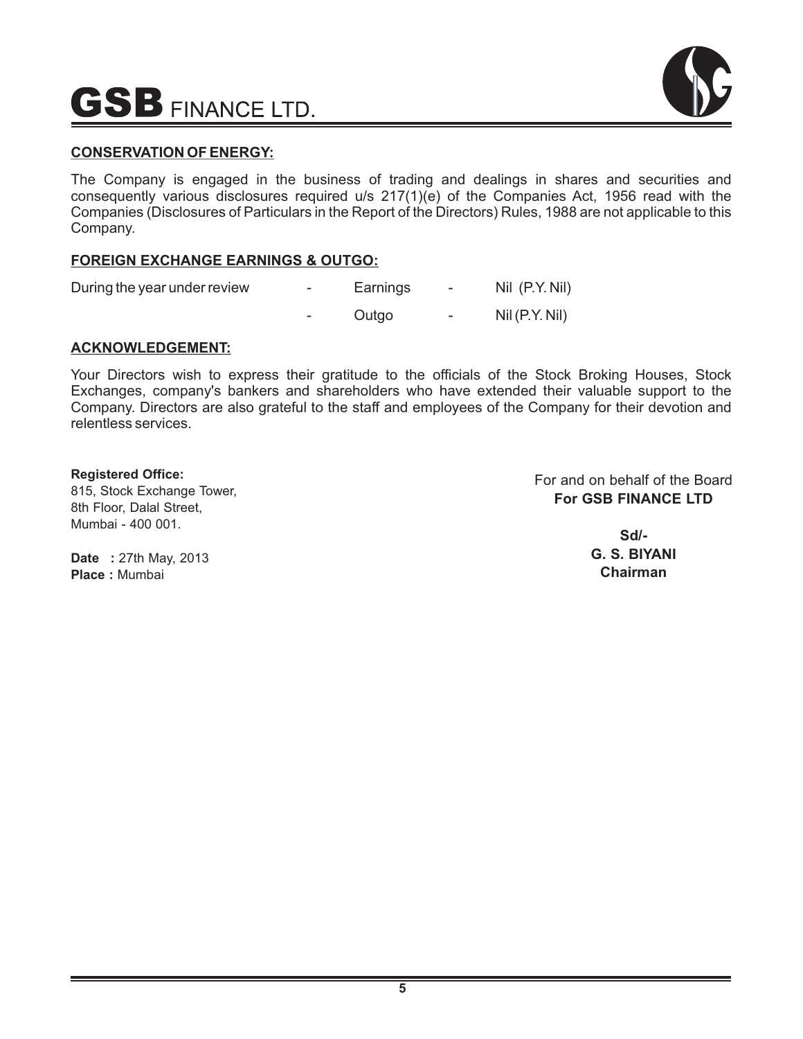## CONSERVATION OF ENERGY:

The Company is engaged in the business of trading and dealings in shares and securities and consequently various disclosures required u/s 217(1)(e) of the Companies Act, 1956 read with the Companies (Disclosures of Particulars in the Report of the Directors) Rules, 1988 are not applicable to this Company.

## FOREIGN EXCHANGE EARNINGS & OUTGO:

| | | | | |
|---|---|---|---|---|
| During the year under review | - | Earnings | - | Nil (P.Y. Nil) |
| | - | Outgo | - | Nil (P.Y. Nil) |

## ACKNOWLEDGEMENT:

Your Directors wish to express their gratitude to the officials of the Stock Broking Houses, Stock Exchanges, company's bankers and shareholders who have extended their valuable support to the Company. Directors are also grateful to the staff and employees of the Company for their devotion and relentless services.

**Registered Office:**
815, Stock Exchange Tower,
8th Floor, Dalal Street,
Mumbai - 400 001.

**Date :** 27th May, 2013
**Place :** Mumbai

For and on behalf of the Board
**For GSB FINANCE LTD**

**Sd/-**
**G. S. BIYANI**
**Chairman**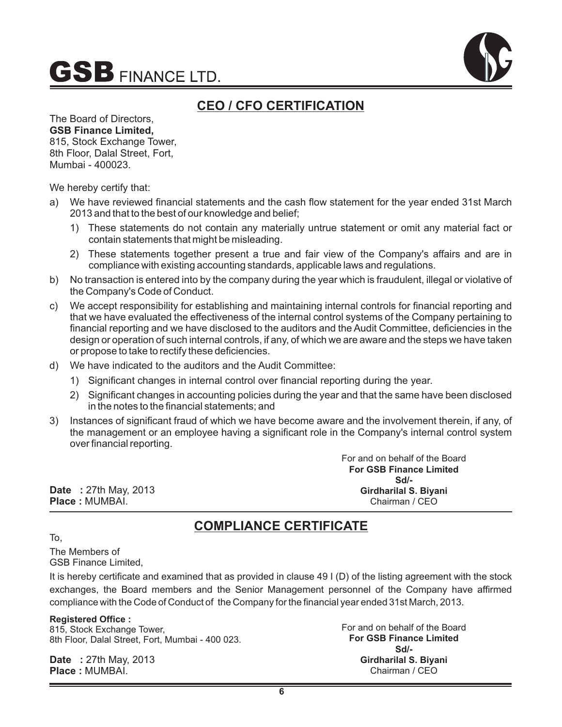## CEO / CFO CERTIFICATION

The Board of Directors,
**GSB Finance Limited,**
815, Stock Exchange Tower,
8th Floor, Dalal Street, Fort,
Mumbai - 400023.

We hereby certify that:

a) We have reviewed financial statements and the cash flow statement for the year ended 31st March 2013 and that to the best of our knowledge and belief;

   1) These statements do not contain any materially untrue statement or omit any material fact or contain statements that might be misleading.

   2) These statements together present a true and fair view of the Company's affairs and are in compliance with existing accounting standards, applicable laws and regulations.

b) No transaction is entered into by the company during the year which is fraudulent, illegal or violative of the Company's Code of Conduct.

c) We accept responsibility for establishing and maintaining internal controls for financial reporting and that we have evaluated the effectiveness of the internal control systems of the Company pertaining to financial reporting and we have disclosed to the auditors and the Audit Committee, deficiencies in the design or operation of such internal controls, if any, of which we are aware and the steps we have taken or propose to take to rectify these deficiencies.

d) We have indicated to the auditors and the Audit Committee:

   1) Significant changes in internal control over financial reporting during the year.

   2) Significant changes in accounting policies during the year and that the same have been disclosed in the notes to the financial statements; and

3) Instances of significant fraud of which we have become aware and the involvement therein, if any, of the management or an employee having a significant role in the Company's internal control system over financial reporting.

For and on behalf of the Board
**For GSB Finance Limited**
**Sd/-**
**Girdharilal S. Biyani**
Chairman / CEO

**Date :** 27th May, 2013
**Place :** MUMBAI.

## COMPLIANCE CERTIFICATE

To,

The Members of
GSB Finance Limited,

It is hereby certificate and examined that as provided in clause 49 I (D) of the listing agreement with the stock exchanges, the Board members and the Senior Management personnel of the Company have affirmed compliance with the Code of Conduct of the Company for the financial year ended 31st March, 2013.

**Registered Office :**
815, Stock Exchange Tower,
8th Floor, Dalal Street, Fort, Mumbai - 400 023.

**Date :** 27th May, 2013
**Place :** MUMBAI.

For and on behalf of the Board
**For GSB Finance Limited**
**Sd/-**
**Girdharilal S. Biyani**
Chairman / CEO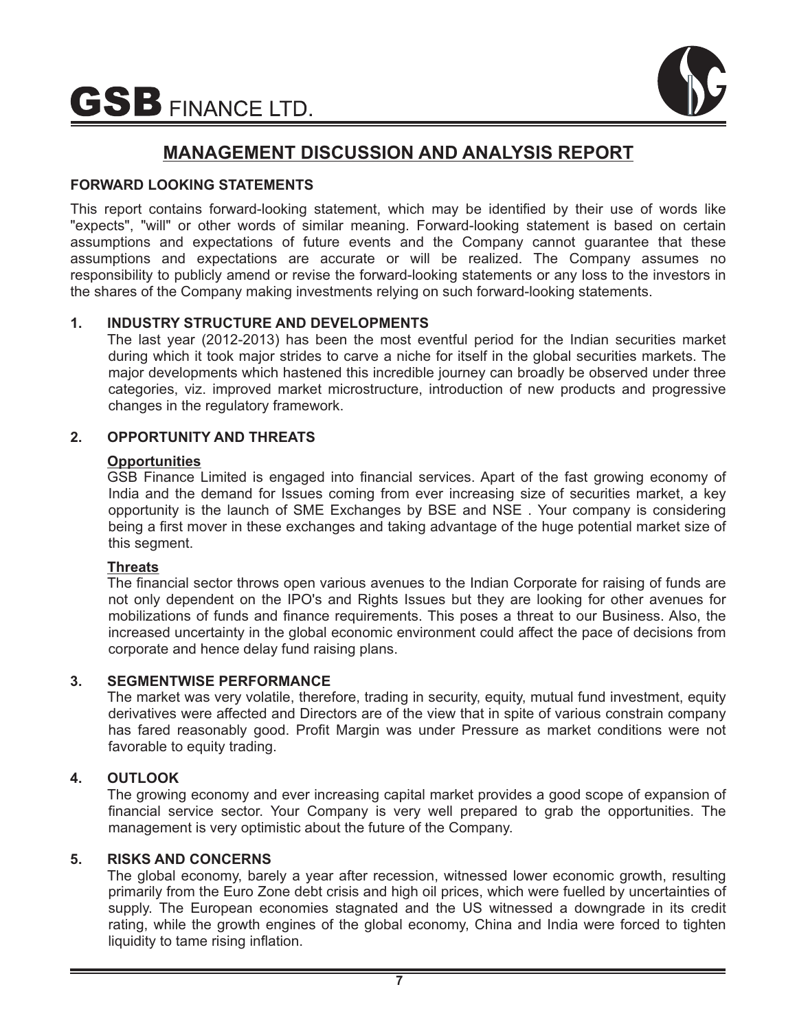# MANAGEMENT DISCUSSION AND ANALYSIS REPORT

**FORWARD LOOKING STATEMENTS**

This report contains forward-looking statement, which may be identified by their use of words like "expects", "will" or other words of similar meaning. Forward-looking statement is based on certain assumptions and expectations of future events and the Company cannot guarantee that these assumptions and expectations are accurate or will be realized. The Company assumes no responsibility to publicly amend or revise the forward-looking statements or any loss to the investors in the shares of the Company making investments relying on such forward-looking statements.

**1. INDUSTRY STRUCTURE AND DEVELOPMENTS**

The last year (2012-2013) has been the most eventful period for the Indian securities market during which it took major strides to carve a niche for itself in the global securities markets. The major developments which hastened this incredible journey can broadly be observed under three categories, viz. improved market microstructure, introduction of new products and progressive changes in the regulatory framework.

**2. OPPORTUNITY AND THREATS**

**Opportunities**

GSB Finance Limited is engaged into financial services. Apart of the fast growing economy of India and the demand for Issues coming from ever increasing size of securities market, a key opportunity is the launch of SME Exchanges by BSE and NSE . Your company is considering being a first mover in these exchanges and taking advantage of the huge potential market size of this segment.

**Threats**

The financial sector throws open various avenues to the Indian Corporate for raising of funds are not only dependent on the IPO's and Rights Issues but they are looking for other avenues for mobilizations of funds and finance requirements. This poses a threat to our Business. Also, the increased uncertainty in the global economic environment could affect the pace of decisions from corporate and hence delay fund raising plans.

**3. SEGMENTWISE PERFORMANCE**

The market was very volatile, therefore, trading in security, equity, mutual fund investment, equity derivatives were affected and Directors are of the view that in spite of various constrain company has fared reasonably good. Profit Margin was under Pressure as market conditions were not favorable to equity trading.

**4. OUTLOOK**

The growing economy and ever increasing capital market provides a good scope of expansion of financial service sector. Your Company is very well prepared to grab the opportunities. The management is very optimistic about the future of the Company.

**5. RISKS AND CONCERNS**

The global economy, barely a year after recession, witnessed lower economic growth, resulting primarily from the Euro Zone debt crisis and high oil prices, which were fuelled by uncertainties of supply. The European economies stagnated and the US witnessed a downgrade in its credit rating, while the growth engines of the global economy, China and India were forced to tighten liquidity to tame rising inflation.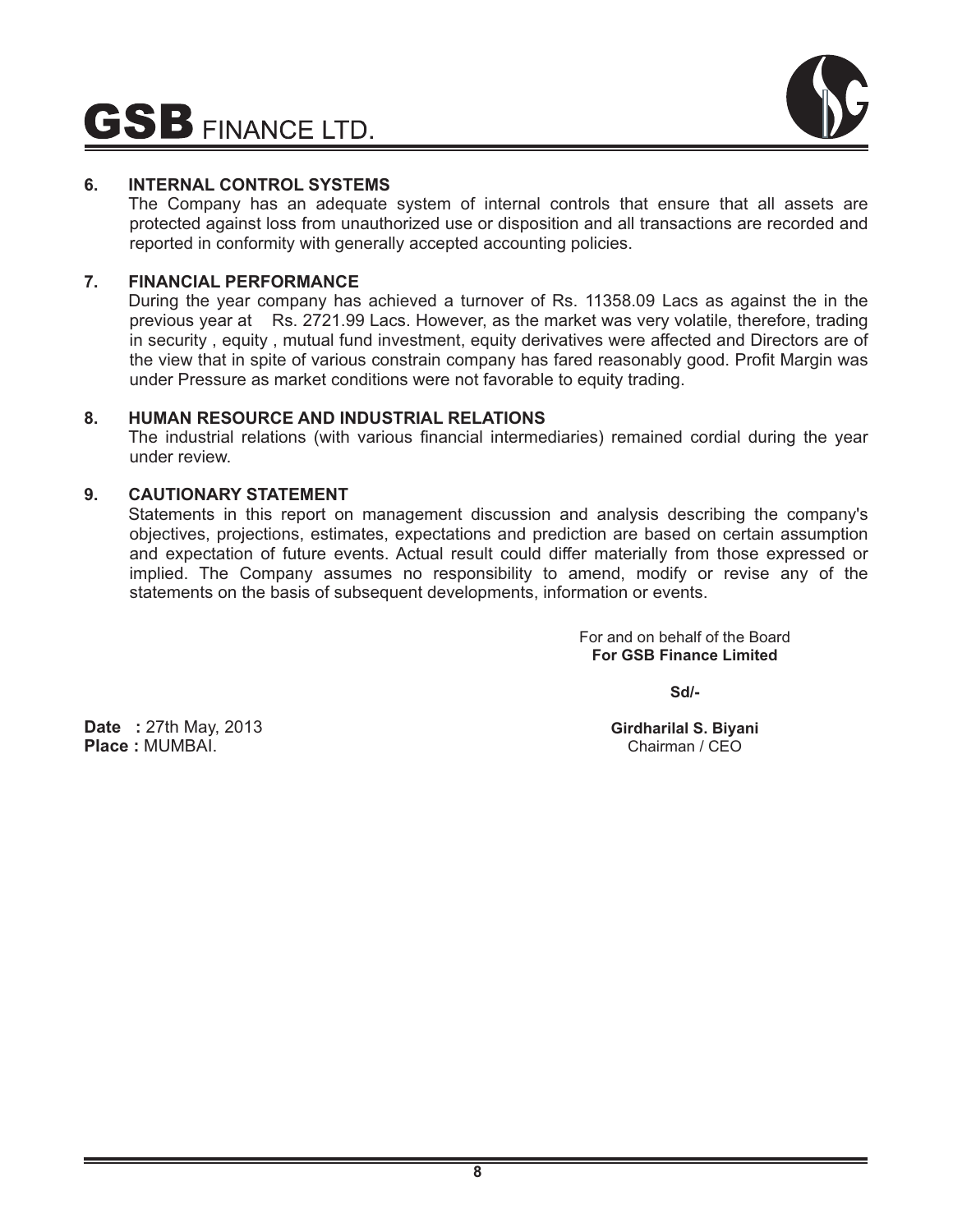## 6. INTERNAL CONTROL SYSTEMS

The Company has an adequate system of internal controls that ensure that all assets are protected against loss from unauthorized use or disposition and all transactions are recorded and reported in conformity with generally accepted accounting policies.

## 7. FINANCIAL PERFORMANCE

During the year company has achieved a turnover of Rs. 11358.09 Lacs as against the in the previous year at Rs. 2721.99 Lacs. However, as the market was very volatile, therefore, trading in security , equity , mutual fund investment, equity derivatives were affected and Directors are of the view that in spite of various constrain company has fared reasonably good. Profit Margin was under Pressure as market conditions were not favorable to equity trading.

## 8. HUMAN RESOURCE AND INDUSTRIAL RELATIONS

The industrial relations (with various financial intermediaries) remained cordial during the year under review.

## 9. CAUTIONARY STATEMENT

Statements in this report on management discussion and analysis describing the company's objectives, projections, estimates, expectations and prediction are based on certain assumption and expectation of future events. Actual result could differ materially from those expressed or implied. The Company assumes no responsibility to amend, modify or revise any of the statements on the basis of subsequent developments, information or events.

For and on behalf of the Board
**For GSB Finance Limited**

**Sd/-**

**Date :** 27th May, 2013
**Place :** MUMBAI.

**Girdharilal S. Biyani**
Chairman / CEO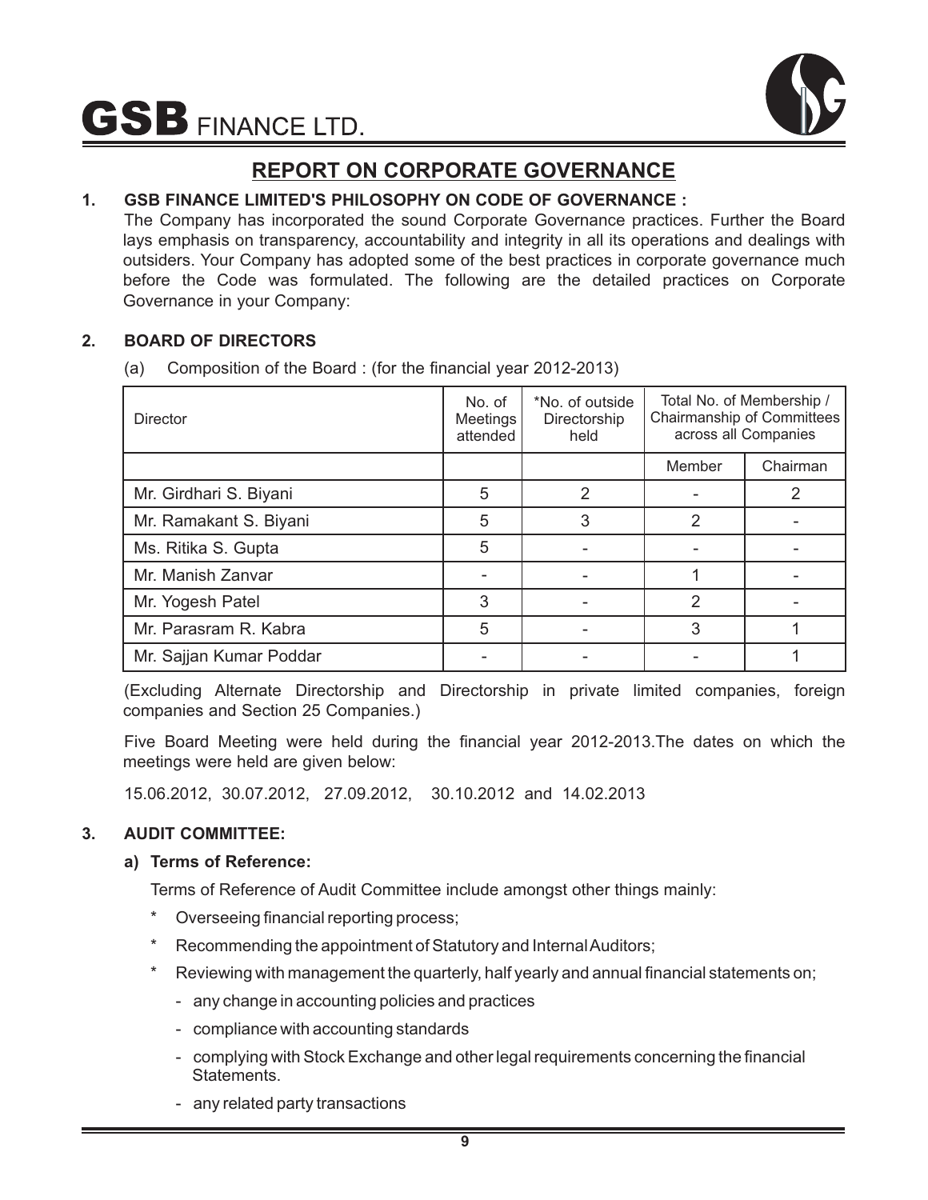# REPORT ON CORPORATE GOVERNANCE

## 1. GSB FINANCE LIMITED'S PHILOSOPHY ON CODE OF GOVERNANCE :

The Company has incorporated the sound Corporate Governance practices. Further the Board lays emphasis on transparency, accountability and integrity in all its operations and dealings with outsiders. Your Company has adopted some of the best practices in corporate governance much before the Code was formulated. The following are the detailed practices on Corporate Governance in your Company:

## 2. BOARD OF DIRECTORS

(a) Composition of the Board : (for the financial year 2012-2013)

| Director | No. of Meetings attended | *No. of outside Directorship held | Total No. of Membership / Chairmanship of Committees across all Companies | |
|---|---|---|---|---|
| | | | Member | Chairman |
| Mr. Girdhari S. Biyani | 5 | 2 | - | 2 |
| Mr. Ramakant S. Biyani | 5 | 3 | 2 | - |
| Ms. Ritika S. Gupta | 5 | - | - | - |
| Mr. Manish Zanvar | - | - | 1 | - |
| Mr. Yogesh Patel | 3 | - | 2 | - |
| Mr. Parasram R. Kabra | 5 | - | 3 | 1 |
| Mr. Sajjan Kumar Poddar | - | - | - | 1 |

(Excluding Alternate Directorship and Directorship in private limited companies, foreign companies and Section 25 Companies.)

Five Board Meeting were held during the financial year 2012-2013.The dates on which the meetings were held are given below:

15.06.2012, 30.07.2012, 27.09.2012, 30.10.2012 and 14.02.2013

## 3. AUDIT COMMITTEE:

### a) Terms of Reference:

Terms of Reference of Audit Committee include amongst other things mainly:

* Overseeing financial reporting process;
* Recommending the appointment of Statutory and Internal Auditors;
* Reviewing with management the quarterly, half yearly and annual financial statements on;
  - any change in accounting policies and practices
  - compliance with accounting standards
  - complying with Stock Exchange and other legal requirements concerning the financial Statements.
  - any related party transactions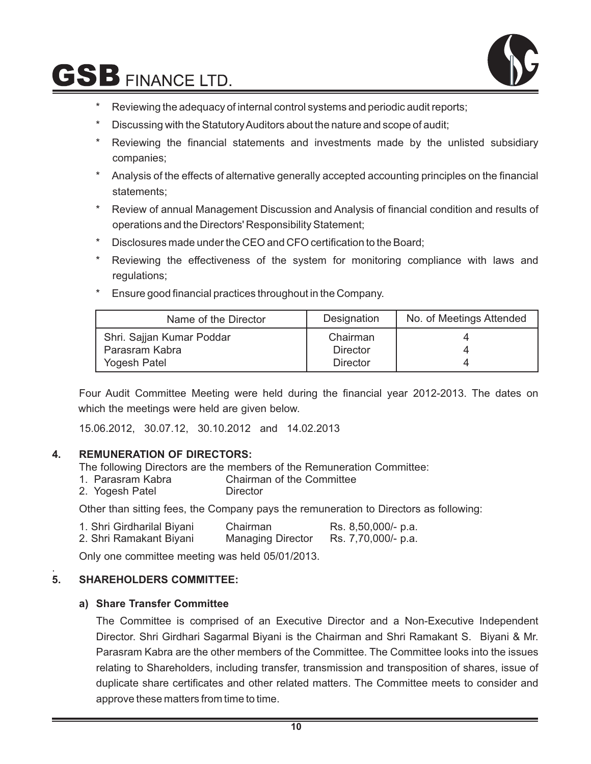* Reviewing the adequacy of internal control systems and periodic audit reports;
* Discussing with the Statutory Auditors about the nature and scope of audit;
* Reviewing the financial statements and investments made by the unlisted subsidiary companies;
* Analysis of the effects of alternative generally accepted accounting principles on the financial statements;
* Review of annual Management Discussion and Analysis of financial condition and results of operations and the Directors' Responsibility Statement;
* Disclosures made under the CEO and CFO certification to the Board;
* Reviewing the effectiveness of the system for monitoring compliance with laws and regulations;
* Ensure good financial practices throughout in the Company.

| Name of the Director | Designation | No. of Meetings Attended |
|---|---|---|
| Shri. Sajjan Kumar Poddar | Chairman | 4 |
| Parasram Kabra | Director | 4 |
| Yogesh Patel | Director | 4 |

Four Audit Committee Meeting were held during the financial year 2012-2013. The dates on which the meetings were held are given below.

15.06.2012, 30.07.12, 30.10.2012 and 14.02.2013

## 4. REMUNERATION OF DIRECTORS:

The following Directors are the members of the Remuneration Committee:

1. Parasram Kabra — Chairman of the Committee
2. Yogesh Patel — Director

Other than sitting fees, the Company pays the remuneration to Directors as following:

| | | |
|---|---|---|
| 1. Shri Girdharilal Biyani | Chairman | Rs. 8,50,000/- p.a. |
| 2. Shri Ramakant Biyani | Managing Director | Rs. 7,70,000/- p.a. |

Only one committee meeting was held 05/01/2013.

## 5. SHAREHOLDERS COMMITTEE:

### a) Share Transfer Committee

The Committee is comprised of an Executive Director and a Non-Executive Independent Director. Shri Girdhari Sagarmal Biyani is the Chairman and Shri Ramakant S. Biyani & Mr. Parasram Kabra are the other members of the Committee. The Committee looks into the issues relating to Shareholders, including transfer, transmission and transposition of shares, issue of duplicate share certificates and other related matters. The Committee meets to consider and approve these matters from time to time.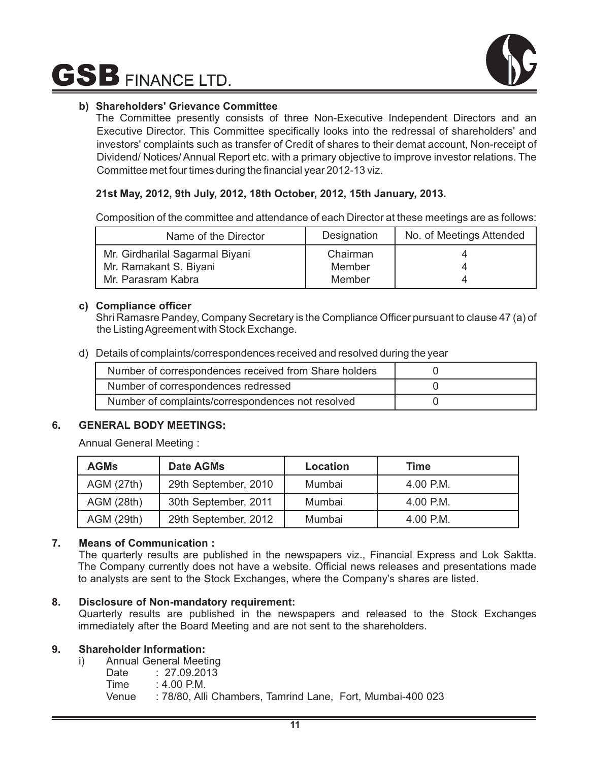**b) Shareholders' Grievance Committee**

The Committee presently consists of three Non-Executive Independent Directors and an Executive Director. This Committee specifically looks into the redressal of shareholders' and investors' complaints such as transfer of Credit of shares to their demat account, Non-receipt of Dividend/ Notices/ Annual Report etc. with a primary objective to improve investor relations. The Committee met four times during the financial year 2012-13 viz.

**21st May, 2012, 9th July, 2012, 18th October, 2012, 15th January, 2013.**

Composition of the committee and attendance of each Director at these meetings are as follows:

| Name of the Director | Designation | No. of Meetings Attended |
|---|---|---|
| Mr. Girdharilal Sagarmal Biyani | Chairman | 4 |
| Mr. Ramakant S. Biyani | Member | 4 |
| Mr. Parasram Kabra | Member | 4 |

**c) Compliance officer**

Shri Ramasre Pandey, Company Secretary is the Compliance Officer pursuant to clause 47 (a) of the Listing Agreement with Stock Exchange.

d) Details of complaints/correspondences received and resolved during the year

| | |
|---|---|
| Number of correspondences received from Share holders | 0 |
| Number of correspondences redressed | 0 |
| Number of complaints/correspondences not resolved | 0 |

## 6. GENERAL BODY MEETINGS:

Annual General Meeting :

| AGMs | Date AGMs | Location | Time |
|---|---|---|---|
| AGM (27th) | 29th September, 2010 | Mumbai | 4.00 P.M. |
| AGM (28th) | 30th September, 2011 | Mumbai | 4.00 P.M. |
| AGM (29th) | 29th September, 2012 | Mumbai | 4.00 P.M. |

## 7. Means of Communication :

The quarterly results are published in the newspapers viz., Financial Express and Lok Saktta. The Company currently does not have a website. Official news releases and presentations made to analysts are sent to the Stock Exchanges, where the Company's shares are listed.

## 8. Disclosure of Non-mandatory requirement:

Quarterly results are published in the newspapers and released to the Stock Exchanges immediately after the Board Meeting and are not sent to the shareholders.

## 9. Shareholder Information:

i) Annual General Meeting

Date : 27.09.2013

Time : 4.00 P.M.

Venue : 78/80, Alli Chambers, Tamrind Lane, Fort, Mumbai-400 023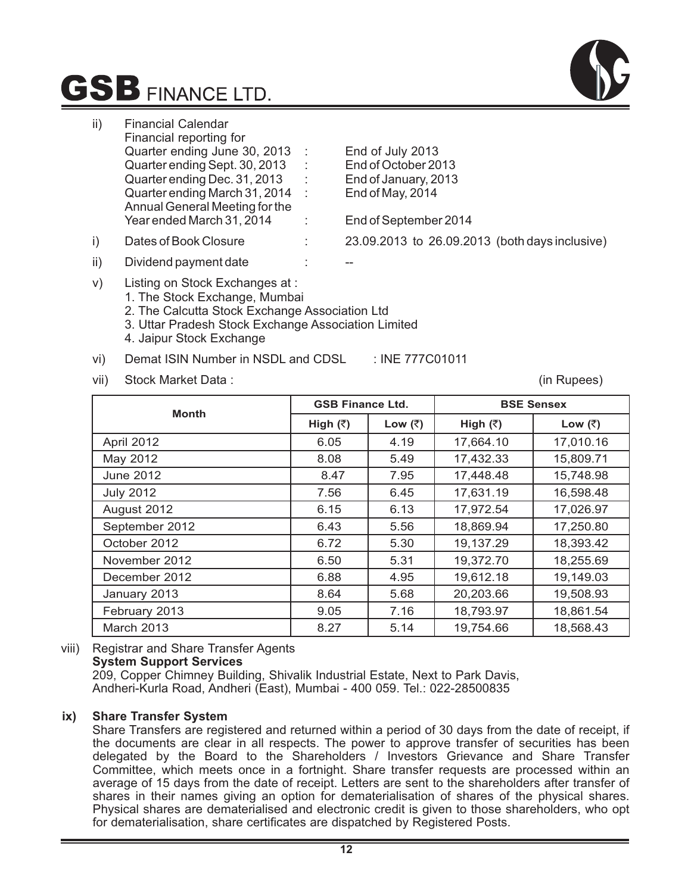ii) Financial Calendar

Financial reporting for

| | | |
|---|---|---|
| Quarter ending June 30, 2013 | : | End of July 2013 |
| Quarter ending Sept. 30, 2013 | : | End of October 2013 |
| Quarter ending Dec. 31, 2013 | : | End of January, 2013 |
| Quarter ending March 31, 2014 | : | End of May, 2014 |
| Annual General Meeting for the Year ended March 31, 2014 | : | End of September 2014 |

i) Dates of Book Closure : 23.09.2013 to 26.09.2013 (both days inclusive)

ii) Dividend payment date : --

v) Listing on Stock Exchanges at :
1. The Stock Exchange, Mumbai
2. The Calcutta Stock Exchange Association Ltd
3. Uttar Pradesh Stock Exchange Association Limited
4. Jaipur Stock Exchange

vi) Demat ISIN Number in NSDL and CDSL : INE 777C01011

vii) Stock Market Data : (in Rupees)

| Month | GSB Finance Ltd. | | BSE Sensex | |
|---|---|---|---|---|
| | High (₹) | Low (₹) | High (₹) | Low (₹) |
| April 2012 | 6.05 | 4.19 | 17,664.10 | 17,010.16 |
| May 2012 | 8.08 | 5.49 | 17,432.33 | 15,809.71 |
| June 2012 | 8.47 | 7.95 | 17,448.48 | 15,748.98 |
| July 2012 | 7.56 | 6.45 | 17,631.19 | 16,598.48 |
| August 2012 | 6.15 | 6.13 | 17,972.54 | 17,026.97 |
| September 2012 | 6.43 | 5.56 | 18,869.94 | 17,250.80 |
| October 2012 | 6.72 | 5.30 | 19,137.29 | 18,393.42 |
| November 2012 | 6.50 | 5.31 | 19,372.70 | 18,255.69 |
| December 2012 | 6.88 | 4.95 | 19,612.18 | 19,149.03 |
| January 2013 | 8.64 | 5.68 | 20,203.66 | 19,508.93 |
| February 2013 | 9.05 | 7.16 | 18,793.97 | 18,861.54 |
| March 2013 | 8.27 | 5.14 | 19,754.66 | 18,568.43 |

viii) Registrar and Share Transfer Agents

**System Support Services**

209, Copper Chimney Building, Shivalik Industrial Estate, Next to Park Davis, Andheri-Kurla Road, Andheri (East), Mumbai - 400 059. Tel.: 022-28500835

**ix) Share Transfer System**

Share Transfers are registered and returned within a period of 30 days from the date of receipt, if the documents are clear in all respects. The power to approve transfer of securities has been delegated by the Board to the Shareholders / Investors Grievance and Share Transfer Committee, which meets once in a fortnight. Share transfer requests are processed within an average of 15 days from the date of receipt. Letters are sent to the shareholders after transfer of shares in their names giving an option for dematerialisation of shares of the physical shares. Physical shares are dematerialised and electronic credit is given to those shareholders, who opt for dematerialisation, share certificates are dispatched by Registered Posts.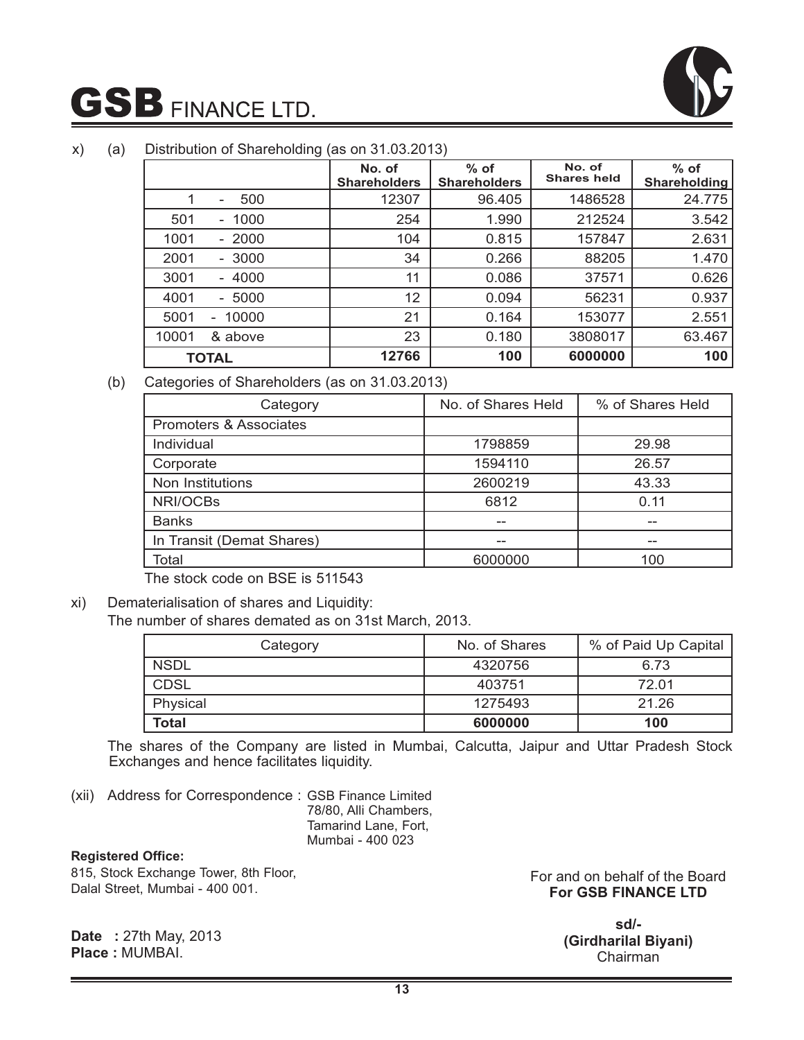x) (a) Distribution of Shareholding (as on 31.03.2013)

| | No. of Shareholders | % of Shareholders | No. of Shares held | % of Shareholding |
|---|---|---|---|---|
| 1 - 500 | 12307 | 96.405 | 1486528 | 24.775 |
| 501 - 1000 | 254 | 1.990 | 212524 | 3.542 |
| 1001 - 2000 | 104 | 0.815 | 157847 | 2.631 |
| 2001 - 3000 | 34 | 0.266 | 88205 | 1.470 |
| 3001 - 4000 | 11 | 0.086 | 37571 | 0.626 |
| 4001 - 5000 | 12 | 0.094 | 56231 | 0.937 |
| 5001 - 10000 | 21 | 0.164 | 153077 | 2.551 |
| 10001 & above | 23 | 0.180 | 3808017 | 63.467 |
| **TOTAL** | **12766** | **100** | **6000000** | **100** |

(b) Categories of Shareholders (as on 31.03.2013)

| Category | No. of Shares Held | % of Shares Held |
|---|---|---|
| Promoters & Associates | | |
| Individual | 1798859 | 29.98 |
| Corporate | 1594110 | 26.57 |
| Non Institutions | 2600219 | 43.33 |
| NRI/OCBs | 6812 | 0.11 |
| Banks | -- | -- |
| In Transit (Demat Shares) | -- | -- |
| Total | 6000000 | 100 |

The stock code on BSE is 511543

xi) Dematerialisation of shares and Liquidity:

The number of shares demated as on 31st March, 2013.

| Category | No. of Shares | % of Paid Up Capital |
|---|---|---|
| NSDL | 4320756 | 6.73 |
| CDSL | 403751 | 72.01 |
| Physical | 1275493 | 21.26 |
| **Total** | **6000000** | **100** |

The shares of the Company are listed in Mumbai, Calcutta, Jaipur and Uttar Pradesh Stock Exchanges and hence facilitates liquidity.

(xii) Address for Correspondence : GSB Finance Limited
78/80, Alli Chambers,
Tamarind Lane, Fort,
Mumbai - 400 023

**Registered Office:**
815, Stock Exchange Tower, 8th Floor,
Dalal Street, Mumbai - 400 001.

For and on behalf of the Board
**For GSB FINANCE LTD**

**sd/-**
**(Girdharilal Biyani)**
Chairman

**Date :** 27th May, 2013
**Place :** MUMBAI.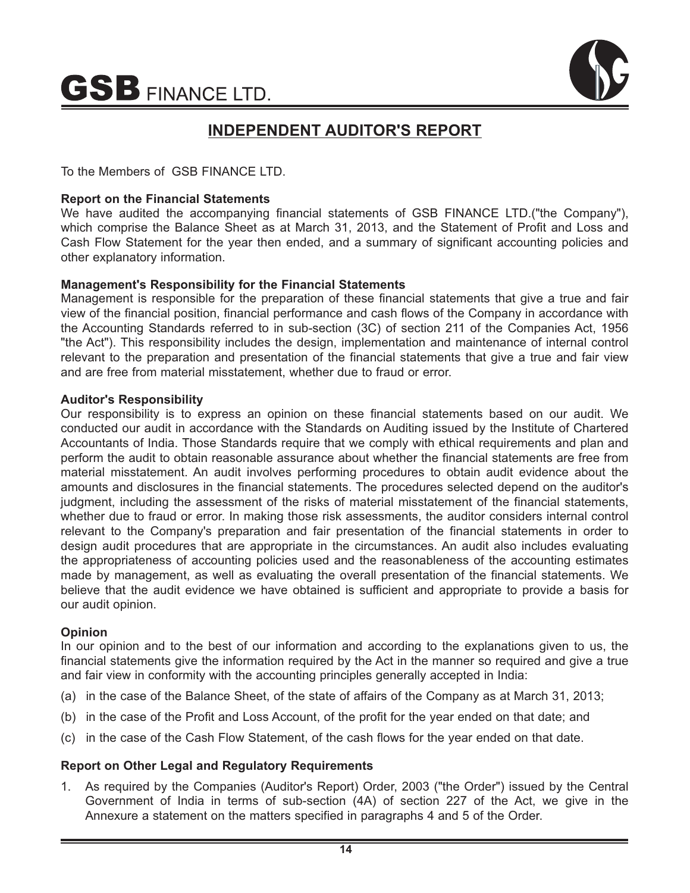# INDEPENDENT AUDITOR'S REPORT

To the Members of GSB FINANCE LTD.

**Report on the Financial Statements**

We have audited the accompanying financial statements of GSB FINANCE LTD.("the Company"), which comprise the Balance Sheet as at March 31, 2013, and the Statement of Profit and Loss and Cash Flow Statement for the year then ended, and a summary of significant accounting policies and other explanatory information.

**Management's Responsibility for the Financial Statements**

Management is responsible for the preparation of these financial statements that give a true and fair view of the financial position, financial performance and cash flows of the Company in accordance with the Accounting Standards referred to in sub-section (3C) of section 211 of the Companies Act, 1956 "the Act"). This responsibility includes the design, implementation and maintenance of internal control relevant to the preparation and presentation of the financial statements that give a true and fair view and are free from material misstatement, whether due to fraud or error.

**Auditor's Responsibility**

Our responsibility is to express an opinion on these financial statements based on our audit. We conducted our audit in accordance with the Standards on Auditing issued by the Institute of Chartered Accountants of India. Those Standards require that we comply with ethical requirements and plan and perform the audit to obtain reasonable assurance about whether the financial statements are free from material misstatement. An audit involves performing procedures to obtain audit evidence about the amounts and disclosures in the financial statements. The procedures selected depend on the auditor's judgment, including the assessment of the risks of material misstatement of the financial statements, whether due to fraud or error. In making those risk assessments, the auditor considers internal control relevant to the Company's preparation and fair presentation of the financial statements in order to design audit procedures that are appropriate in the circumstances. An audit also includes evaluating the appropriateness of accounting policies used and the reasonableness of the accounting estimates made by management, as well as evaluating the overall presentation of the financial statements. We believe that the audit evidence we have obtained is sufficient and appropriate to provide a basis for our audit opinion.

**Opinion**

In our opinion and to the best of our information and according to the explanations given to us, the financial statements give the information required by the Act in the manner so required and give a true and fair view in conformity with the accounting principles generally accepted in India:

(a) in the case of the Balance Sheet, of the state of affairs of the Company as at March 31, 2013;

(b) in the case of the Profit and Loss Account, of the profit for the year ended on that date; and

(c) in the case of the Cash Flow Statement, of the cash flows for the year ended on that date.

**Report on Other Legal and Regulatory Requirements**

1. As required by the Companies (Auditor's Report) Order, 2003 ("the Order") issued by the Central Government of India in terms of sub-section (4A) of section 227 of the Act, we give in the Annexure a statement on the matters specified in paragraphs 4 and 5 of the Order.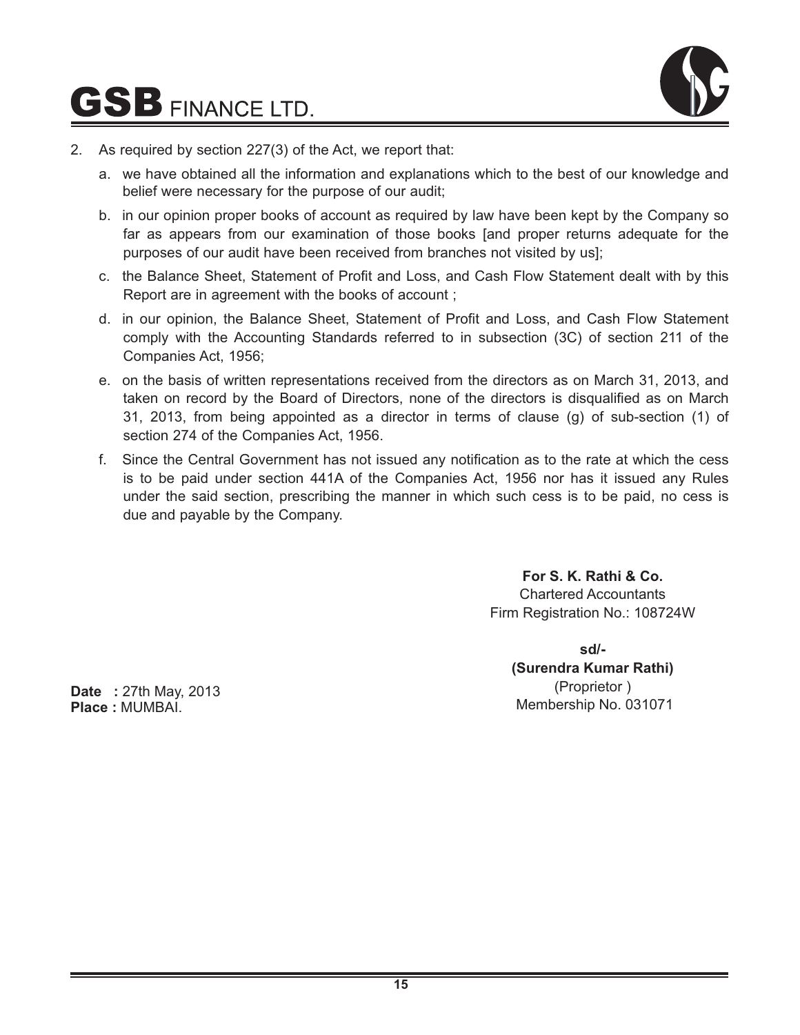2. As required by section 227(3) of the Act, we report that:

   a. we have obtained all the information and explanations which to the best of our knowledge and belief were necessary for the purpose of our audit;

   b. in our opinion proper books of account as required by law have been kept by the Company so far as appears from our examination of those books [and proper returns adequate for the purposes of our audit have been received from branches not visited by us];

   c. the Balance Sheet, Statement of Profit and Loss, and Cash Flow Statement dealt with by this Report are in agreement with the books of account ;

   d. in our opinion, the Balance Sheet, Statement of Profit and Loss, and Cash Flow Statement comply with the Accounting Standards referred to in subsection (3C) of section 211 of the Companies Act, 1956;

   e. on the basis of written representations received from the directors as on March 31, 2013, and taken on record by the Board of Directors, none of the directors is disqualified as on March 31, 2013, from being appointed as a director in terms of clause (g) of sub-section (1) of section 274 of the Companies Act, 1956.

   f. Since the Central Government has not issued any notification as to the rate at which the cess is to be paid under section 441A of the Companies Act, 1956 nor has it issued any Rules under the said section, prescribing the manner in which such cess is to be paid, no cess is due and payable by the Company.

**For S. K. Rathi & Co.**
Chartered Accountants
Firm Registration No.: 108724W

**sd/-**
**(Surendra Kumar Rathi)**
(Proprietor )
Membership No. 031071

**Date :** 27th May, 2013
**Place :** MUMBAI.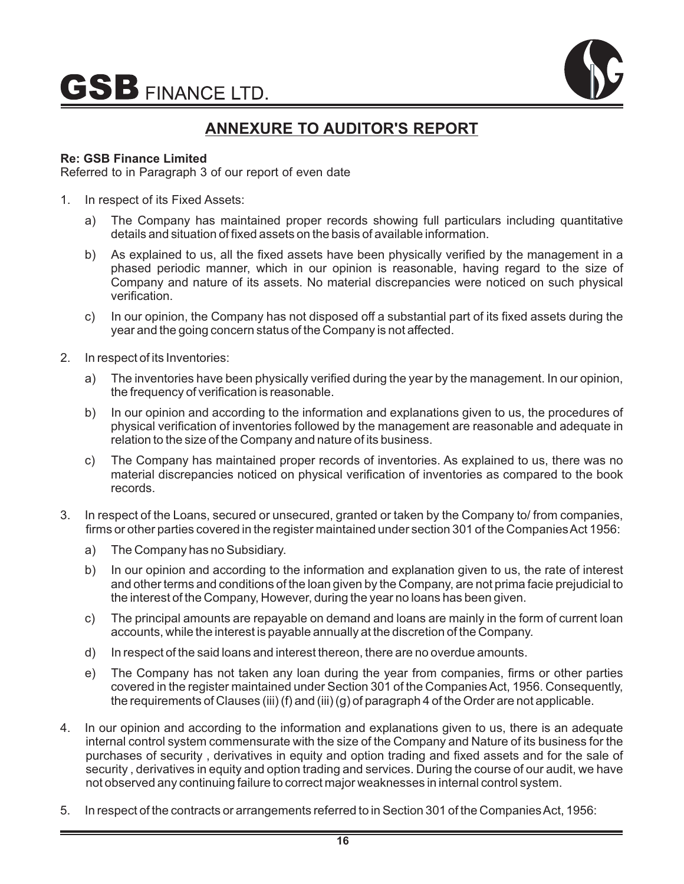# ANNEXURE TO AUDITOR'S REPORT

**Re: GSB Finance Limited**
Referred to in Paragraph 3 of our report of even date

1. In respect of its Fixed Assets:

   a) The Company has maintained proper records showing full particulars including quantitative details and situation of fixed assets on the basis of available information.

   b) As explained to us, all the fixed assets have been physically verified by the management in a phased periodic manner, which in our opinion is reasonable, having regard to the size of Company and nature of its assets. No material discrepancies were noticed on such physical verification.

   c) In our opinion, the Company has not disposed off a substantial part of its fixed assets during the year and the going concern status of the Company is not affected.

2. In respect of its Inventories:

   a) The inventories have been physically verified during the year by the management. In our opinion, the frequency of verification is reasonable.

   b) In our opinion and according to the information and explanations given to us, the procedures of physical verification of inventories followed by the management are reasonable and adequate in relation to the size of the Company and nature of its business.

   c) The Company has maintained proper records of inventories. As explained to us, there was no material discrepancies noticed on physical verification of inventories as compared to the book records.

3. In respect of the Loans, secured or unsecured, granted or taken by the Company to/ from companies, firms or other parties covered in the register maintained under section 301 of the Companies Act 1956:

   a) The Company has no Subsidiary.

   b) In our opinion and according to the information and explanation given to us, the rate of interest and other terms and conditions of the loan given by the Company, are not prima facie prejudicial to the interest of the Company, However, during the year no loans has been given.

   c) The principal amounts are repayable on demand and loans are mainly in the form of current loan accounts, while the interest is payable annually at the discretion of the Company.

   d) In respect of the said loans and interest thereon, there are no overdue amounts.

   e) The Company has not taken any loan during the year from companies, firms or other parties covered in the register maintained under Section 301 of the Companies Act, 1956. Consequently, the requirements of Clauses (iii) (f) and (iii) (g) of paragraph 4 of the Order are not applicable.

4. In our opinion and according to the information and explanations given to us, there is an adequate internal control system commensurate with the size of the Company and Nature of its business for the purchases of security , derivatives in equity and option trading and fixed assets and for the sale of security , derivatives in equity and option trading and services. During the course of our audit, we have not observed any continuing failure to correct major weaknesses in internal control system.

5. In respect of the contracts or arrangements referred to in Section 301 of the Companies Act, 1956: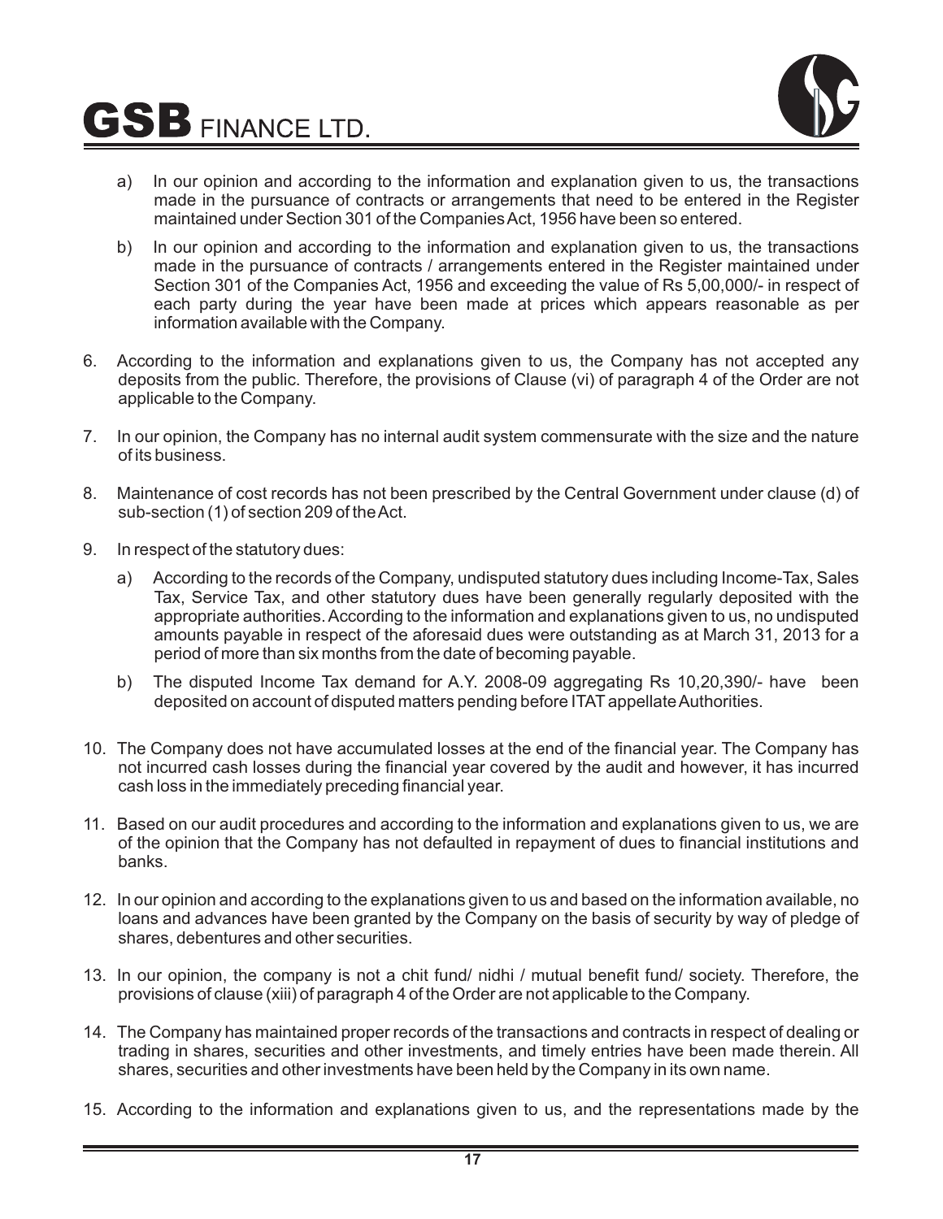a) In our opinion and according to the information and explanation given to us, the transactions made in the pursuance of contracts or arrangements that need to be entered in the Register maintained under Section 301 of the Companies Act, 1956 have been so entered.

b) In our opinion and according to the information and explanation given to us, the transactions made in the pursuance of contracts / arrangements entered in the Register maintained under Section 301 of the Companies Act, 1956 and exceeding the value of Rs 5,00,000/- in respect of each party during the year have been made at prices which appears reasonable as per information available with the Company.

6. According to the information and explanations given to us, the Company has not accepted any deposits from the public. Therefore, the provisions of Clause (vi) of paragraph 4 of the Order are not applicable to the Company.

7. In our opinion, the Company has no internal audit system commensurate with the size and the nature of its business.

8. Maintenance of cost records has not been prescribed by the Central Government under clause (d) of sub-section (1) of section 209 of the Act.

9. In respect of the statutory dues:

   a) According to the records of the Company, undisputed statutory dues including Income-Tax, Sales Tax, Service Tax, and other statutory dues have been generally regularly deposited with the appropriate authorities. According to the information and explanations given to us, no undisputed amounts payable in respect of the aforesaid dues were outstanding as at March 31, 2013 for a period of more than six months from the date of becoming payable.

   b) The disputed Income Tax demand for A.Y. 2008-09 aggregating Rs 10,20,390/- have been deposited on account of disputed matters pending before ITAT appellate Authorities.

10. The Company does not have accumulated losses at the end of the financial year. The Company has not incurred cash losses during the financial year covered by the audit and however, it has incurred cash loss in the immediately preceding financial year.

11. Based on our audit procedures and according to the information and explanations given to us, we are of the opinion that the Company has not defaulted in repayment of dues to financial institutions and banks.

12. In our opinion and according to the explanations given to us and based on the information available, no loans and advances have been granted by the Company on the basis of security by way of pledge of shares, debentures and other securities.

13. In our opinion, the company is not a chit fund/ nidhi / mutual benefit fund/ society. Therefore, the provisions of clause (xiii) of paragraph 4 of the Order are not applicable to the Company.

14. The Company has maintained proper records of the transactions and contracts in respect of dealing or trading in shares, securities and other investments, and timely entries have been made therein. All shares, securities and other investments have been held by the Company in its own name.

15. According to the information and explanations given to us, and the representations made by the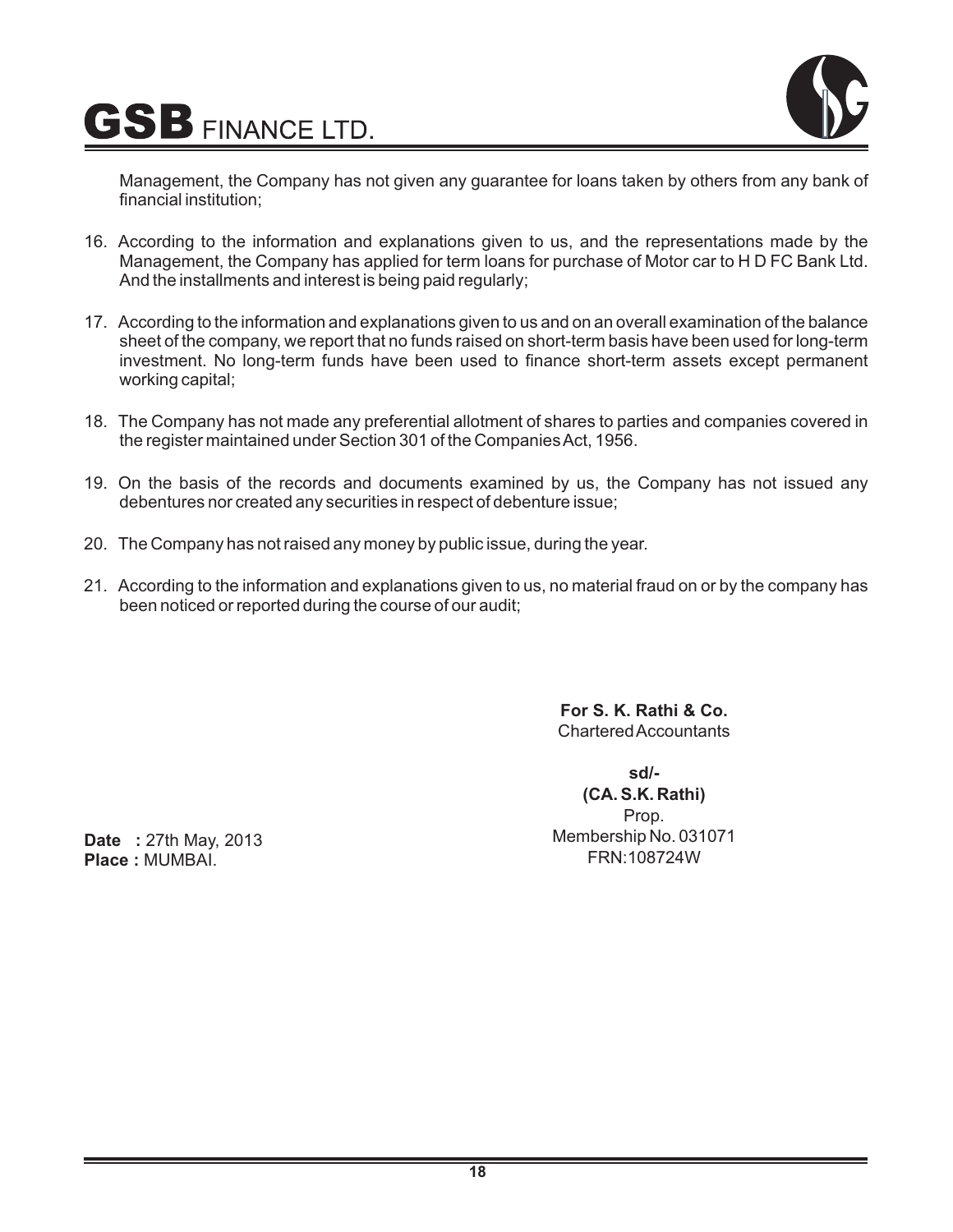Management, the Company has not given any guarantee for loans taken by others from any bank of financial institution;

16. According to the information and explanations given to us, and the representations made by the Management, the Company has applied for term loans for purchase of Motor car to H D FC Bank Ltd. And the installments and interest is being paid regularly;

17. According to the information and explanations given to us and on an overall examination of the balance sheet of the company, we report that no funds raised on short-term basis have been used for long-term investment. No long-term funds have been used to finance short-term assets except permanent working capital;

18. The Company has not made any preferential allotment of shares to parties and companies covered in the register maintained under Section 301 of the Companies Act, 1956.

19. On the basis of the records and documents examined by us, the Company has not issued any debentures nor created any securities in respect of debenture issue;

20. The Company has not raised any money by public issue, during the year.

21. According to the information and explanations given to us, no material fraud on or by the company has been noticed or reported during the course of our audit;

**For S. K. Rathi & Co.**
Chartered Accountants

**sd/-**
**(CA. S.K. Rathi)**
Prop.
Membership No. 031071
FRN:108724W

**Date :** 27th May, 2013
**Place :** MUMBAI.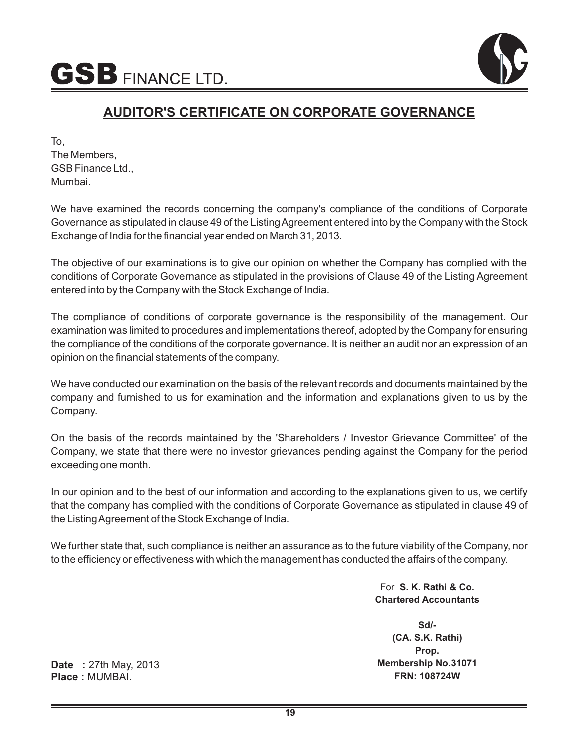# AUDITOR'S CERTIFICATE ON CORPORATE GOVERNANCE

To,
The Members,
GSB Finance Ltd.,
Mumbai.

We have examined the records concerning the company's compliance of the conditions of Corporate Governance as stipulated in clause 49 of the Listing Agreement entered into by the Company with the Stock Exchange of India for the financial year ended on March 31, 2013.

The objective of our examinations is to give our opinion on whether the Company has complied with the conditions of Corporate Governance as stipulated in the provisions of Clause 49 of the Listing Agreement entered into by the Company with the Stock Exchange of India.

The compliance of conditions of corporate governance is the responsibility of the management. Our examination was limited to procedures and implementations thereof, adopted by the Company for ensuring the compliance of the conditions of the corporate governance. It is neither an audit nor an expression of an opinion on the financial statements of the company.

We have conducted our examination on the basis of the relevant records and documents maintained by the company and furnished to us for examination and the information and explanations given to us by the Company.

On the basis of the records maintained by the 'Shareholders / Investor Grievance Committee' of the Company, we state that there were no investor grievances pending against the Company for the period exceeding one month.

In our opinion and to the best of our information and according to the explanations given to us, we certify that the company has complied with the conditions of Corporate Governance as stipulated in clause 49 of the Listing Agreement of the Stock Exchange of India.

We further state that, such compliance is neither an assurance as to the future viability of the Company, nor to the efficiency or effectiveness with which the management has conducted the affairs of the company.

For **S. K. Rathi & Co.**
**Chartered Accountants**

**Sd/-**
**(CA. S.K. Rathi)**
**Prop.**
**Membership No.31071**
**FRN: 108724W**

**Date :** 27th May, 2013
**Place :** MUMBAI.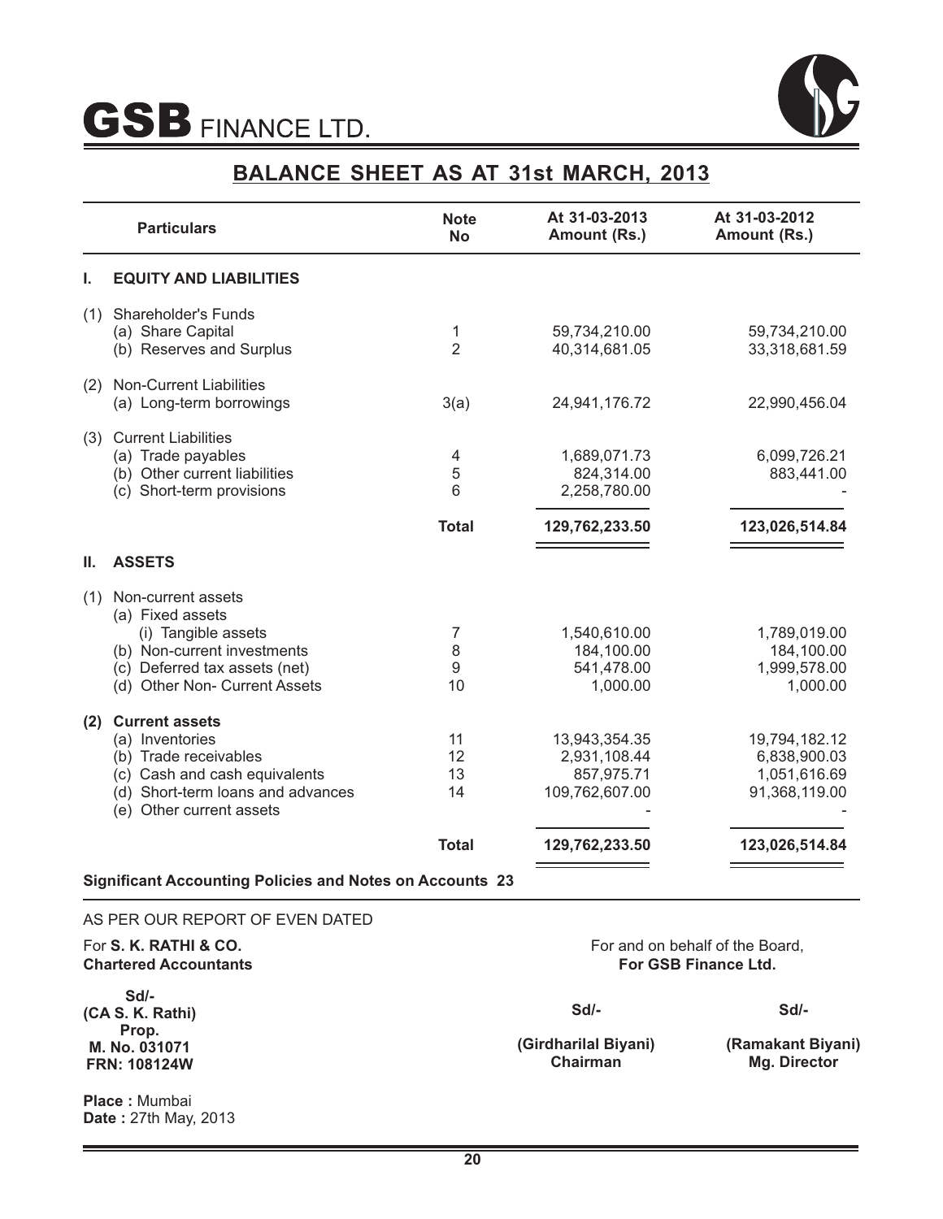# GSB FINANCE LTD.

## BALANCE SHEET AS AT 31st MARCH, 2013

| | Particulars | Note No | At 31-03-2013 Amount (Rs.) | At 31-03-2012 Amount (Rs.) |
|---|---|---|---|---|
| **I.** | **EQUITY AND LIABILITIES** | | | |
| (1) | Shareholder's Funds | | | |
| | (a) Share Capital | 1 | 59,734,210.00 | 59,734,210.00 |
| | (b) Reserves and Surplus | 2 | 40,314,681.05 | 33,318,681.59 |
| (2) | Non-Current Liabilities | | | |
| | (a) Long-term borrowings | 3(a) | 24,941,176.72 | 22,990,456.04 |
| (3) | Current Liabilities | | | |
| | (a) Trade payables | 4 | 1,689,071.73 | 6,099,726.21 |
| | (b) Other current liabilities | 5 | 824,314.00 | 883,441.00 |
| | (c) Short-term provisions | 6 | 2,258,780.00 | - |
| | | **Total** | **129,762,233.50** | **123,026,514.84** |
| **II.** | **ASSETS** | | | |
| (1) | Non-current assets | | | |
| | (a) Fixed assets | | | |
| | (i) Tangible assets | 7 | 1,540,610.00 | 1,789,019.00 |
| | (b) Non-current investments | 8 | 184,100.00 | 184,100.00 |
| | (c) Deferred tax assets (net) | 9 | 541,478.00 | 1,999,578.00 |
| | (d) Other Non- Current Assets | 10 | 1,000.00 | 1,000.00 |
| **(2)** | **Current assets** | | | |
| | (a) Inventories | 11 | 13,943,354.35 | 19,794,182.12 |
| | (b) Trade receivables | 12 | 2,931,108.44 | 6,838,900.03 |
| | (c) Cash and cash equivalents | 13 | 857,975.71 | 1,051,616.69 |
| | (d) Short-term loans and advances | 14 | 109,762,607.00 | 91,368,119.00 |
| | (e) Other current assets | | - | - |
| | | **Total** | **129,762,233.50** | **123,026,514.84** |

**Significant Accounting Policies and Notes on Accounts 23**

AS PER OUR REPORT OF EVEN DATED

For **S. K. RATHI & CO.**
**Chartered Accountants**

**Sd/-**
**(CA S. K. Rathi)**
**Prop.**
**M. No. 031071**
**FRN: 108124W**

**Place :** Mumbai
**Date :** 27th May, 2013

For and on behalf of the Board,
**For GSB Finance Ltd.**

**Sd/-**
**(Girdharilal Biyani)**
**Chairman**

**Sd/-**
**(Ramakant Biyani)**
**Mg. Director**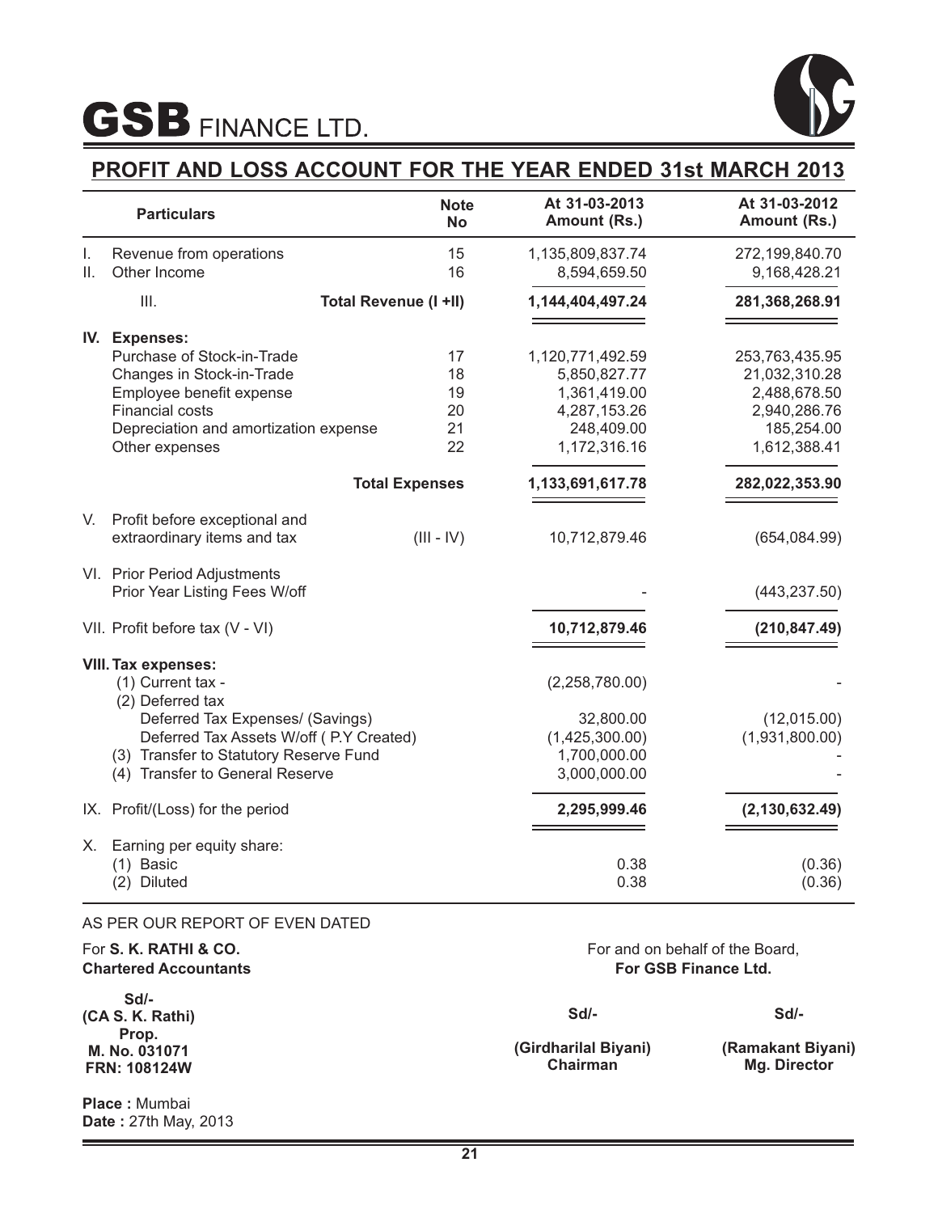# GSB FINANCE LTD.

## PROFIT AND LOSS ACCOUNT FOR THE YEAR ENDED 31st MARCH 2013

| | Particulars | Note No | At 31-03-2013 Amount (Rs.) | At 31-03-2012 Amount (Rs.) |
|---|---|---|---|---|
| I. | Revenue from operations | 15 | 1,135,809,837.74 | 272,199,840.70 |
| II. | Other Income | 16 | 8,594,659.50 | 9,168,428.21 |
| | III. **Total Revenue (I +II)** | | **1,144,404,497.24** | **281,368,268.91** |
| **IV.** | **Expenses:** | | | |
| | Purchase of Stock-in-Trade | 17 | 1,120,771,492.59 | 253,763,435.95 |
| | Changes in Stock-in-Trade | 18 | 5,850,827.77 | 21,032,310.28 |
| | Employee benefit expense | 19 | 1,361,419.00 | 2,488,678.50 |
| | Financial costs | 20 | 4,287,153.26 | 2,940,286.76 |
| | Depreciation and amortization expense | 21 | 248,409.00 | 185,254.00 |
| | Other expenses | 22 | 1,172,316.16 | 1,612,388.41 |
| | **Total Expenses** | | **1,133,691,617.78** | **282,022,353.90** |
| V. | Profit before exceptional and extraordinary items and tax | (III - IV) | 10,712,879.46 | (654,084.99) |
| VI. | Prior Period Adjustments | | | |
| | Prior Year Listing Fees W/off | | - | (443,237.50) |
| VII. | Profit before tax (V - VI) | | **10,712,879.46** | **(210,847.49)** |
| **VIII.** | **Tax expenses:** | | | |
| | (1) Current tax - | | (2,258,780.00) | - |
| | (2) Deferred tax | | | |
| | Deferred Tax Expenses/ (Savings) | | 32,800.00 | (12,015.00) |
| | Deferred Tax Assets W/off ( P.Y Created) | | (1,425,300.00) | (1,931,800.00) |
| | (3) Transfer to Statutory Reserve Fund | | 1,700,000.00 | - |
| | (4) Transfer to General Reserve | | 3,000,000.00 | - |
| IX. | Profit/(Loss) for the period | | **2,295,999.46** | **(2,130,632.49)** |
| X. | Earning per equity share: | | | |
| | (1) Basic | | 0.38 | (0.36) |
| | (2) Diluted | | 0.38 | (0.36) |

AS PER OUR REPORT OF EVEN DATED

For **S. K. RATHI & CO.**
**Chartered Accountants**

**Sd/-**
**(CA S. K. Rathi)**
**Prop.**
**M. No. 031071**
**FRN: 108124W**

**Place :** Mumbai
**Date :** 27th May, 2013

For and on behalf of the Board,
**For GSB Finance Ltd.**

**Sd/-**
**(Girdharilal Biyani)**
**Chairman**

**Sd/-**
**(Ramakant Biyani)**
**Mg. Director**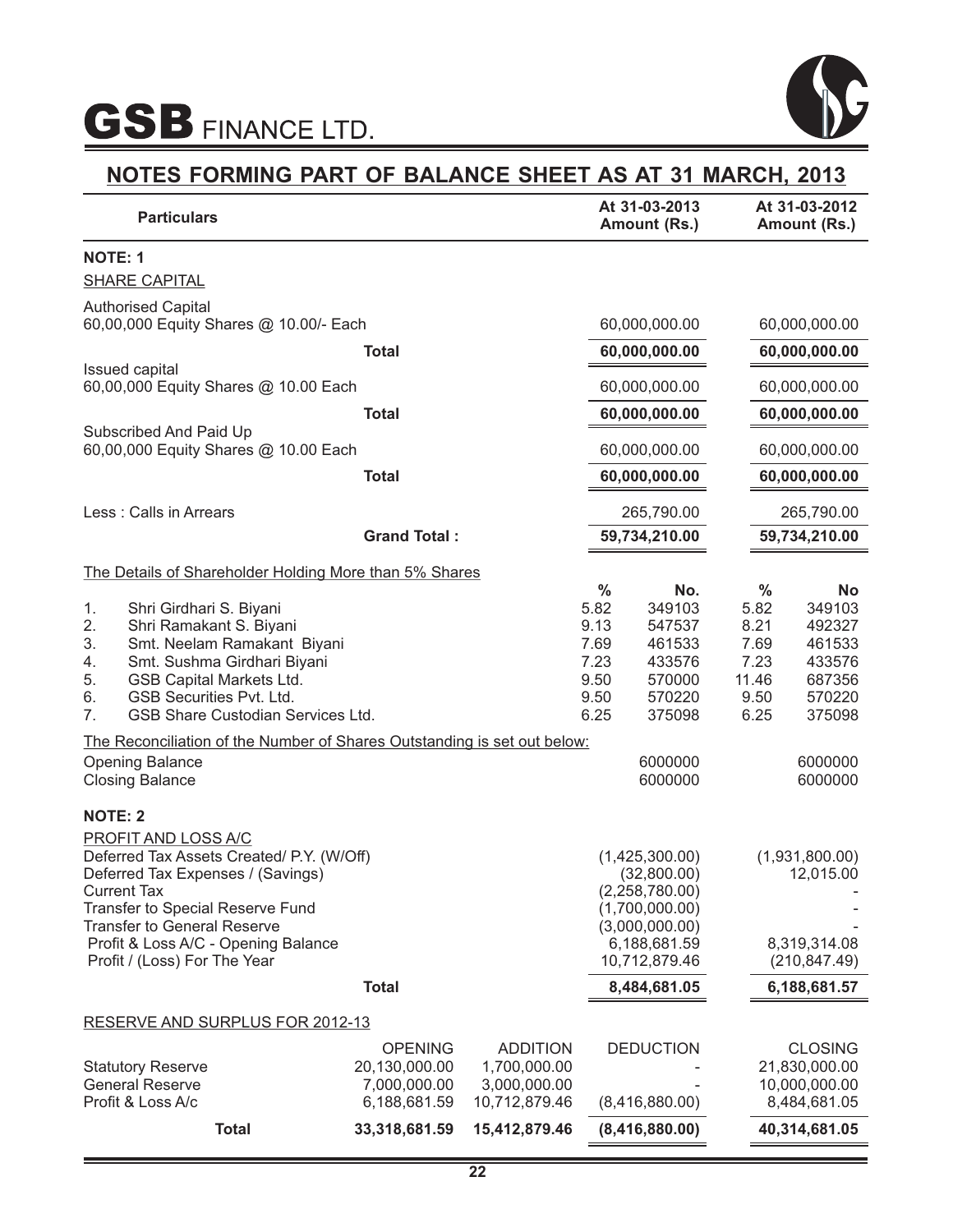# GSB FINANCE LTD.

## NOTES FORMING PART OF BALANCE SHEET AS AT 31 MARCH, 2013

| Particulars | At 31-03-2013 Amount (Rs.) | At 31-03-2012 Amount (Rs.) |
|---|---|---|
| **NOTE: 1** | | |
| SHARE CAPITAL | | |
| Authorised Capital | | |
| 60,00,000 Equity Shares @ 10.00/- Each | 60,000,000.00 | 60,000,000.00 |
| **Total** | **60,000,000.00** | **60,000,000.00** |
| Issued capital | | |
| 60,00,000 Equity Shares @ 10.00 Each | 60,000,000.00 | 60,000,000.00 |
| **Total** | **60,000,000.00** | **60,000,000.00** |
| Subscribed And Paid Up | | |
| 60,00,000 Equity Shares @ 10.00 Each | 60,000,000.00 | 60,000,000.00 |
| **Total** | **60,000,000.00** | **60,000,000.00** |
| Less : Calls in Arrears | 265,790.00 | 265,790.00 |
| **Grand Total :** | **59,734,210.00** | **59,734,210.00** |

The Details of Shareholder Holding More than 5% Shares

| | Name | % (2013) | No. (2013) | % (2012) | No (2012) |
|---|---|---|---|---|---|
| 1. | Shri Girdhari S. Biyani | 5.82 | 349103 | 5.82 | 349103 |
| 2. | Shri Ramakant S. Biyani | 9.13 | 547537 | 8.21 | 492327 |
| 3. | Smt. Neelam Ramakant Biyani | 7.69 | 461533 | 7.69 | 461533 |
| 4. | Smt. Sushma Girdhari Biyani | 7.23 | 433576 | 7.23 | 433576 |
| 5. | GSB Capital Markets Ltd. | 9.50 | 570000 | 11.46 | 687356 |
| 6. | GSB Securities Pvt. Ltd. | 9.50 | 570220 | 9.50 | 570220 |
| 7. | GSB Share Custodian Services Ltd. | 6.25 | 375098 | 6.25 | 375098 |

The Reconciliation of the Number of Shares Outstanding is set out below:

| | At 31-03-2013 | At 31-03-2012 |
|---|---|---|
| Opening Balance | 6000000 | 6000000 |
| Closing Balance | 6000000 | 6000000 |

**NOTE: 2**

PROFIT AND LOSS A/C

| Particulars | At 31-03-2013 Amount (Rs.) | At 31-03-2012 Amount (Rs.) |
|---|---|---|
| Deferred Tax Assets Created/ P.Y. (W/Off) | (1,425,300.00) | (1,931,800.00) |
| Deferred Tax Expenses / (Savings) | (32,800.00) | 12,015.00 |
| Current Tax | (2,258,780.00) | - |
| Transfer to Special Reserve Fund | (1,700,000.00) | - |
| Transfer to General Reserve | (3,000,000.00) | - |
| Profit & Loss A/C - Opening Balance | 6,188,681.59 | 8,319,314.08 |
| Profit / (Loss) For The Year | 10,712,879.46 | (210,847.49) |
| **Total** | **8,484,681.05** | **6,188,681.57** |

RESERVE AND SURPLUS FOR 2012-13

| | OPENING | ADDITION | DEDUCTION | CLOSING |
|---|---|---|---|---|
| Statutory Reserve | 20,130,000.00 | 1,700,000.00 | - | 21,830,000.00 |
| General Reserve | 7,000,000.00 | 3,000,000.00 | - | 10,000,000.00 |
| Profit & Loss A/c | 6,188,681.59 | 10,712,879.46 | (8,416,880.00) | 8,484,681.05 |
| **Total** | **33,318,681.59** | **15,412,879.46** | **(8,416,880.00)** | **40,314,681.05** |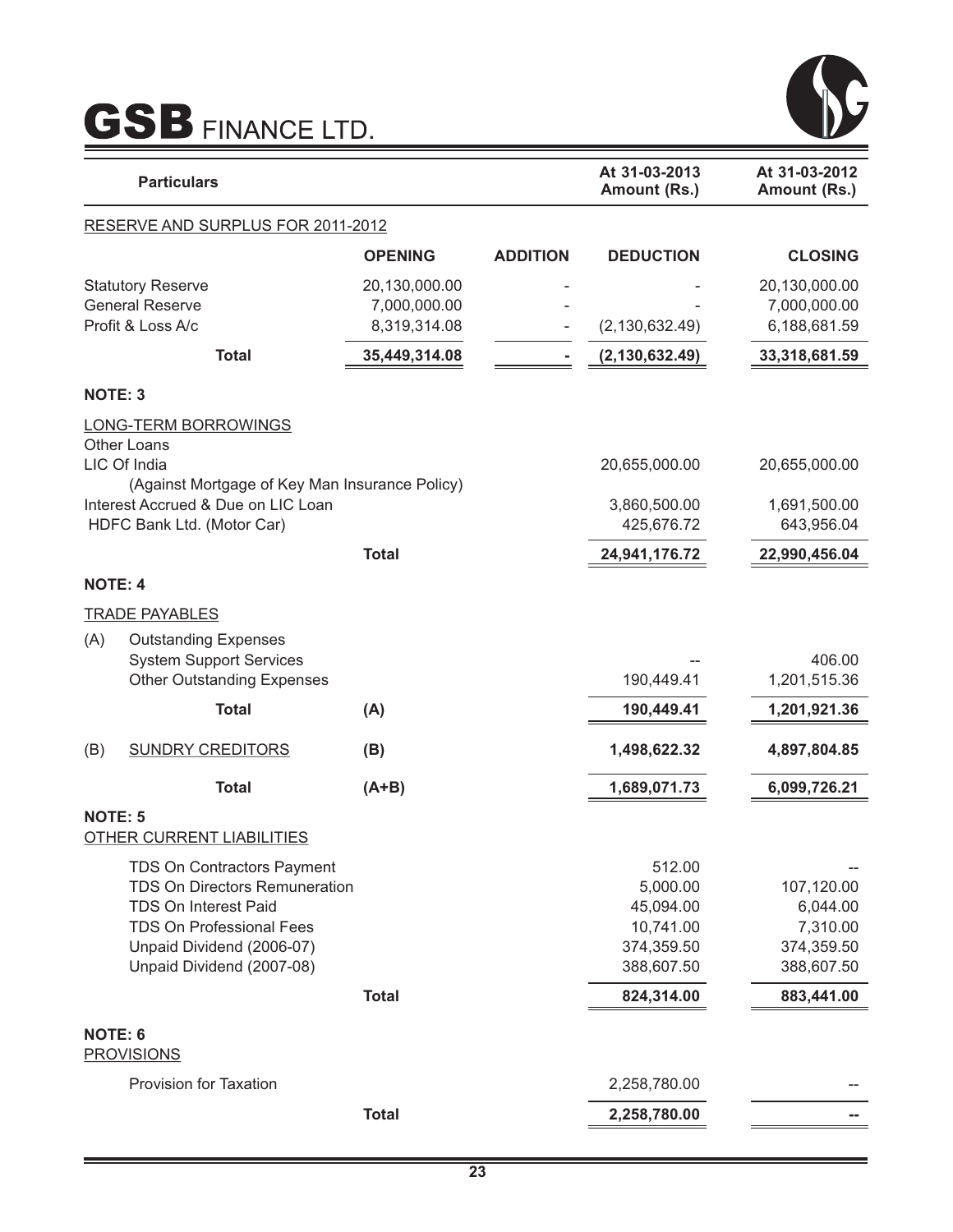| Particulars | | | At 31-03-2013 Amount (Rs.) | At 31-03-2012 Amount (Rs.) |
|---|---|---|---|---|

RESERVE AND SURPLUS FOR 2011-2012

| | OPENING | ADDITION | DEDUCTION | CLOSING |
|---|---|---|---|---|
| Statutory Reserve | 20,130,000.00 | - | - | 20,130,000.00 |
| General Reserve | 7,000,000.00 | - | - | 7,000,000.00 |
| Profit & Loss A/c | 8,319,314.08 | - | (2,130,632.49) | 6,188,681.59 |
| **Total** | **35,449,314.08** | **-** | **(2,130,632.49)** | **33,318,681.59** |

**NOTE: 3**

LONG-TERM BORROWINGS

| | | At 31-03-2013 Amount (Rs.) | At 31-03-2012 Amount (Rs.) |
|---|---|---|---|
| Other Loans | | | |
| LIC Of India | | 20,655,000.00 | 20,655,000.00 |
| (Against Mortgage of Key Man Insurance Policy) | | | |
| Interest Accrued & Due on LIC Loan | | 3,860,500.00 | 1,691,500.00 |
| HDFC Bank Ltd. (Motor Car) | | 425,676.72 | 643,956.04 |
| | **Total** | **24,941,176.72** | **22,990,456.04** |

**NOTE: 4**

TRADE PAYABLES

| | | | At 31-03-2013 Amount (Rs.) | At 31-03-2012 Amount (Rs.) |
|---|---|---|---|---|
| (A) | Outstanding Expenses | | | |
| | System Support Services | | -- | 406.00 |
| | Other Outstanding Expenses | | 190,449.41 | 1,201,515.36 |
| | **Total** | **(A)** | **190,449.41** | **1,201,921.36** |
| (B) | SUNDRY CREDITORS | **(B)** | **1,498,622.32** | **4,897,804.85** |
| | **Total** | **(A+B)** | **1,689,071.73** | **6,099,726.21** |

**NOTE: 5**

OTHER CURRENT LIABILITIES

| | | At 31-03-2013 Amount (Rs.) | At 31-03-2012 Amount (Rs.) |
|---|---|---|---|
| TDS On Contractors Payment | | 512.00 | -- |
| TDS On Directors Remuneration | | 5,000.00 | 107,120.00 |
| TDS On Interest Paid | | 45,094.00 | 6,044.00 |
| TDS On Professional Fees | | 10,741.00 | 7,310.00 |
| Unpaid Dividend (2006-07) | | 374,359.50 | 374,359.50 |
| Unpaid Dividend (2007-08) | | 388,607.50 | 388,607.50 |
| | **Total** | **824,314.00** | **883,441.00** |

**NOTE: 6**

PROVISIONS

| | | At 31-03-2013 Amount (Rs.) | At 31-03-2012 Amount (Rs.) |
|---|---|---|---|
| Provision for Taxation | | 2,258,780.00 | -- |
| | **Total** | **2,258,780.00** | **--** |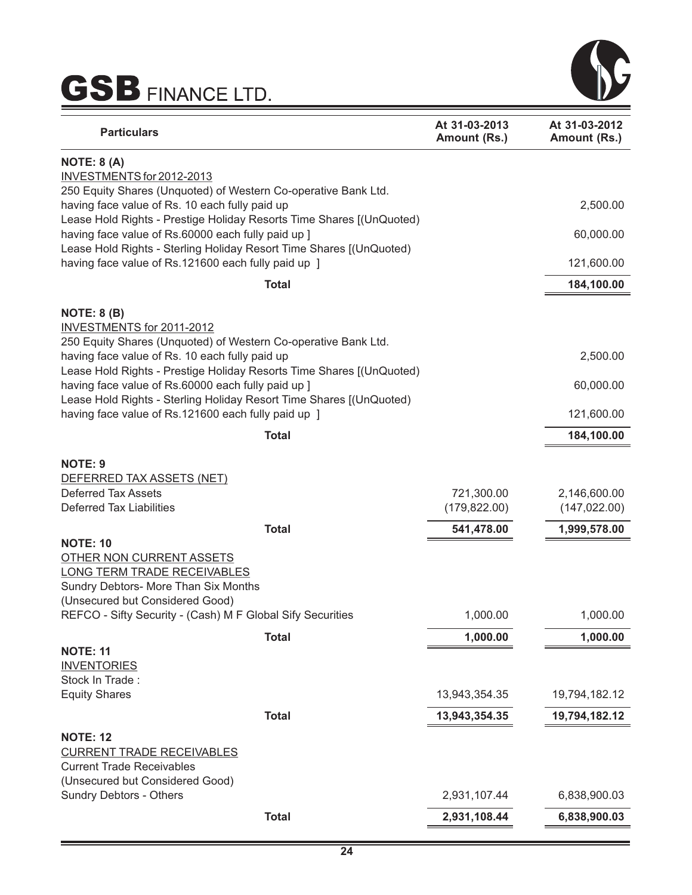| Particulars | At 31-03-2013 Amount (Rs.) | At 31-03-2012 Amount (Rs.) |
|---|---|---|
| **NOTE: 8 (A)** | | |
| INVESTMENTS for 2012-2013 | | |
| 250 Equity Shares (Unquoted) of Western Co-operative Bank Ltd. having face value of Rs. 10 each fully paid up | | 2,500.00 |
| Lease Hold Rights - Prestige Holiday Resorts Time Shares [(UnQuoted) having face value of Rs.60000 each fully paid up ] | | 60,000.00 |
| Lease Hold Rights - Sterling Holiday Resort Time Shares [(UnQuoted) having face value of Rs.121600 each fully paid up ] | | 121,600.00 |
| **Total** | | **184,100.00** |
| **NOTE: 8 (B)** | | |
| INVESTMENTS for 2011-2012 | | |
| 250 Equity Shares (Unquoted) of Western Co-operative Bank Ltd. having face value of Rs. 10 each fully paid up | | 2,500.00 |
| Lease Hold Rights - Prestige Holiday Resorts Time Shares [(UnQuoted) having face value of Rs.60000 each fully paid up ] | | 60,000.00 |
| Lease Hold Rights - Sterling Holiday Resort Time Shares [(UnQuoted) having face value of Rs.121600 each fully paid up ] | | 121,600.00 |
| **Total** | | **184,100.00** |
| **NOTE: 9** | | |
| DEFERRED TAX ASSETS (NET) | | |
| Deferred Tax Assets | 721,300.00 | 2,146,600.00 |
| Deferred Tax Liabilities | (179,822.00) | (147,022.00) |
| **Total** | **541,478.00** | **1,999,578.00** |
| **NOTE: 10** | | |
| OTHER NON CURRENT ASSETS | | |
| LONG TERM TRADE RECEIVABLES | | |
| Sundry Debtors- More Than Six Months | | |
| (Unsecured but Considered Good) | | |
| REFCO - Sifty Security - (Cash) M F Global Sify Securities | 1,000.00 | 1,000.00 |
| **Total** | **1,000.00** | **1,000.00** |
| **NOTE: 11** | | |
| INVENTORIES | | |
| Stock In Trade : | | |
| Equity Shares | 13,943,354.35 | 19,794,182.12 |
| **Total** | **13,943,354.35** | **19,794,182.12** |
| **NOTE: 12** | | |
| CURRENT TRADE RECEIVABLES | | |
| Current Trade Receivables | | |
| (Unsecured but Considered Good) | | |
| Sundry Debtors - Others | 2,931,107.44 | 6,838,900.03 |
| **Total** | **2,931,108.44** | **6,838,900.03** |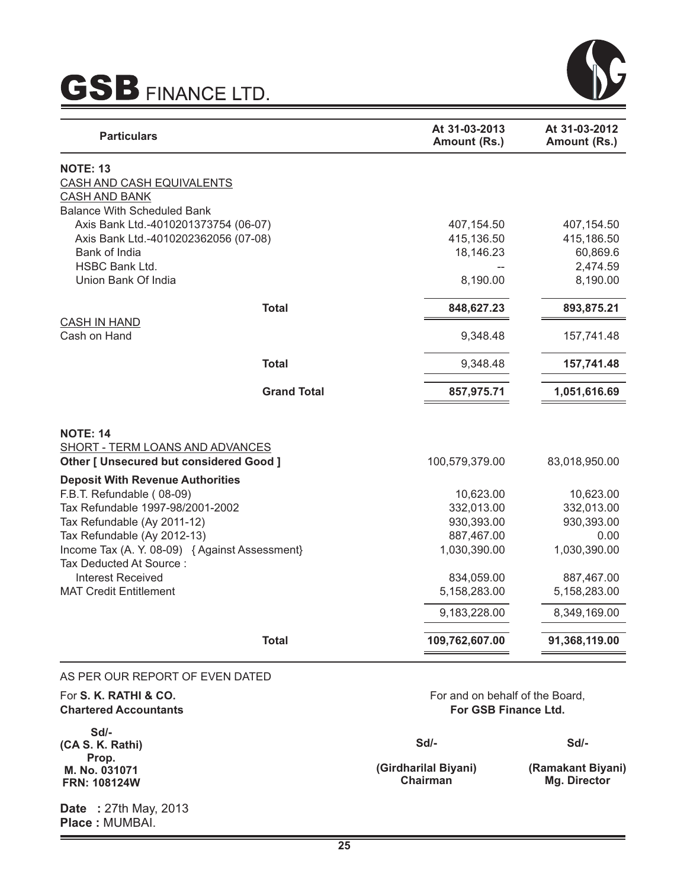# GSB FINANCE LTD.

| Particulars | At 31-03-2013 Amount (Rs.) | At 31-03-2012 Amount (Rs.) |
|---|---|---|
| **NOTE: 13** | | |
| CASH AND CASH EQUIVALENTS | | |
| CASH AND BANK | | |
| Balance With Scheduled Bank | | |
| Axis Bank Ltd.-4010201373754 (06-07) | 407,154.50 | 407,154.50 |
| Axis Bank Ltd.-4010202362056 (07-08) | 415,136.50 | 415,186.50 |
| Bank of India | 18,146.23 | 60,869.6 |
| HSBC Bank Ltd. | -- | 2,474.59 |
| Union Bank Of India | 8,190.00 | 8,190.00 |
| **Total** | **848,627.23** | **893,875.21** |
| CASH IN HAND | | |
| Cash on Hand | 9,348.48 | 157,741.48 |
| **Total** | 9,348.48 | **157,741.48** |
| **Grand Total** | **857,975.71** | **1,051,616.69** |
| **NOTE: 14** | | |
| SHORT - TERM LOANS AND ADVANCES | | |
| **Other [ Unsecured but considered Good ]** | 100,579,379.00 | 83,018,950.00 |
| **Deposit With Revenue Authorities** | | |
| F.B.T. Refundable ( 08-09) | 10,623.00 | 10,623.00 |
| Tax Refundable 1997-98/2001-2002 | 332,013.00 | 332,013.00 |
| Tax Refundable (Ay 2011-12) | 930,393.00 | 930,393.00 |
| Tax Refundable (Ay 2012-13) | 887,467.00 | 0.00 |
| Income Tax (A. Y. 08-09) { Against Assessment} | 1,030,390.00 | 1,030,390.00 |
| Tax Deducted At Source : | | |
| Interest Received | 834,059.00 | 887,467.00 |
| MAT Credit Entitlement | 5,158,283.00 | 5,158,283.00 |
| | 9,183,228.00 | 8,349,169.00 |
| **Total** | **109,762,607.00** | **91,368,119.00** |

AS PER OUR REPORT OF EVEN DATED

For **S. K. RATHI & CO.**
**Chartered Accountants**

For and on behalf of the Board,
**For GSB Finance Ltd.**

**Sd/-**
**(CA S. K. Rathi)**
**Prop.**
**M. No. 031071**
**FRN: 108124W**

**Sd/-**
**(Girdharilal Biyani)**
**Chairman**

**Sd/-**
**(Ramakant Biyani)**
**Mg. Director**

**Date** : 27th May, 2013
**Place :** MUMBAI.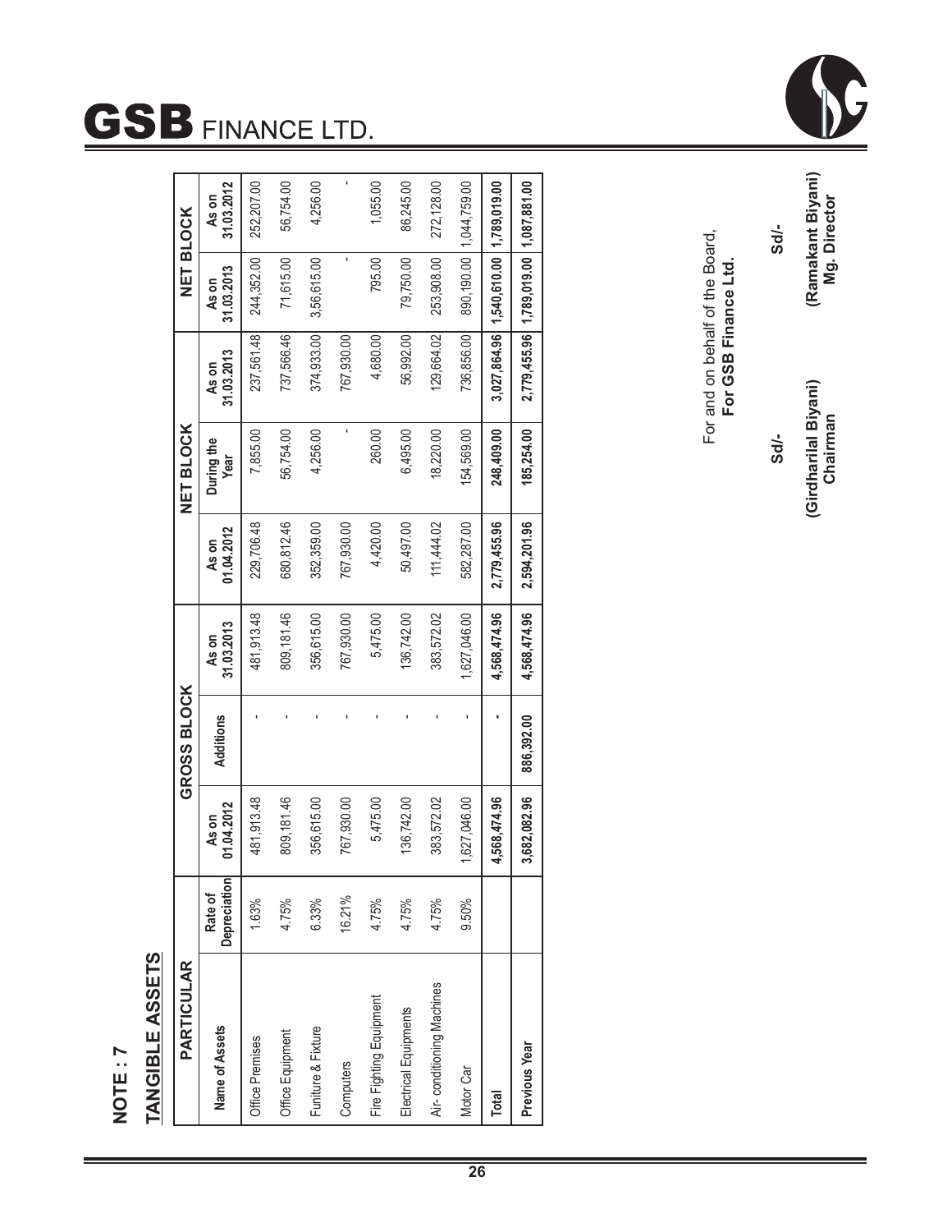# NOTE : 7

## TANGIBLE ASSETS

| PARTICULAR | | GROSS BLOCK | | | NET BLOCK | | | NET BLOCK | |
|---|---|---|---|---|---|---|---|---|---|
| Name of Assets | Rate of Depreciation | As on 01.04.2012 | Additions | As on 31.03.2013 | As on 01.04.2012 | During the Year | As on 31.03.2013 | As on 31.03.2013 | As on 31.03.2012 |
| Office Premises | 1.63% | 481,913.48 | - | 481,913.48 | 229,706.48 | 7,855.00 | 237,561.48 | 244,352.00 | 252,207.00 |
| Office Equipment | 4.75% | 809,181.46 | - | 809,181.46 | 680,812.46 | 56,754.00 | 737,566.46 | 71,615.00 | 56,754.00 |
| Funiture & Fixture | 6.33% | 356,615.00 | - | 356,615.00 | 352,359.00 | 4,256.00 | 374,933.00 | 3,56,615.00 | 4,256.00 |
| Computers | 16.21% | 767,930.00 | - | 767,930.00 | 767,930.00 | - | 767,930.00 | - | - |
| Fire Fighting Equipment | 4.75% | 5,475.00 | - | 5,475.00 | 4,420.00 | 260.00 | 4,680.00 | 795.00 | 1,055.00 |
| Electrical Equipments | 4.75% | 136,742.00 | - | 136,742.00 | 50,497.00 | 6,495.00 | 56,992.00 | 79,750.00 | 86,245.00 |
| Air- conditioning Machines | 4.75% | 383,572.02 | - | 383,572.02 | 111,444.02 | 18,220.00 | 129,664.02 | 253,908.00 | 272,128.00 |
| Motor Car | 9.50% | 1,627,046.00 | - | 1,627,046.00 | 582,287.00 | 154,569.00 | 736,856.00 | 890,190.00 | 1,044,759.00 |
| **Total** | | **4,568,474.96** | **-** | **4,568,474.96** | **2,779,455.96** | **248,409.00** | **3,027,864.96** | **1,540,610.00** | **1,789,019.00** |
| **Previous Year** | | **3,682,082.96** | **886,392.00** | **4,568,474.96** | **2,594,201.96** | **185,254.00** | **2,779,455.96** | **1,789,019.00** | **1,087,881.00** |

For and on behalf of the Board,
**For GSB Finance Ltd.**

**Sd/-**
**(Girdharilal Biyani)**
**Chairman**

**Sd/-**
**(Ramakant Biyani)**
**Mg. Director**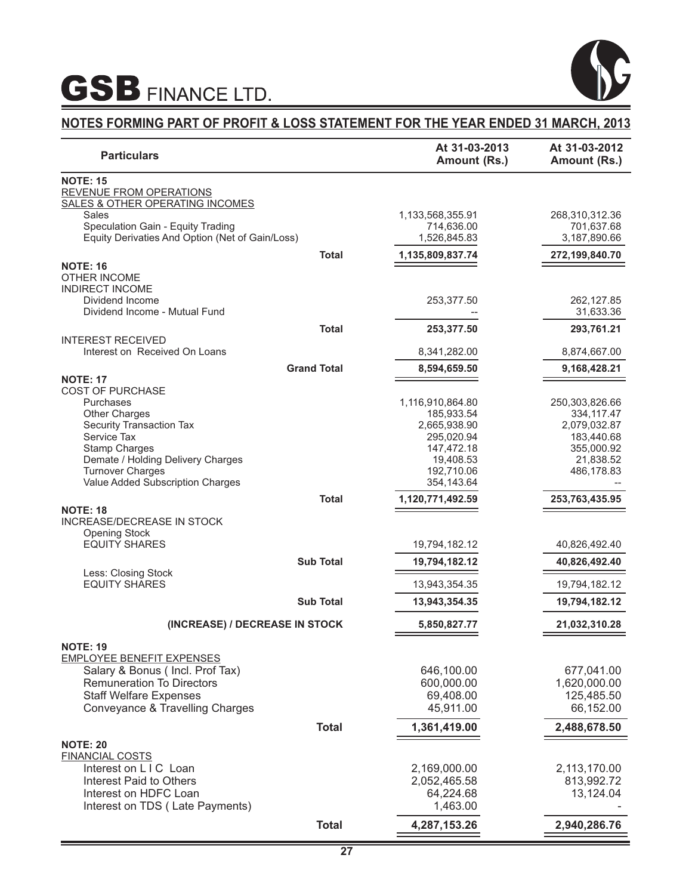# GSB FINANCE LTD.

## NOTES FORMING PART OF PROFIT & LOSS STATEMENT FOR THE YEAR ENDED 31 MARCH, 2013

| Particulars | At 31-03-2013 Amount (Rs.) | At 31-03-2012 Amount (Rs.) |
|---|---|---|
| **NOTE: 15** | | |
| REVENUE FROM OPERATIONS | | |
| SALES & OTHER OPERATING INCOMES | | |
| Sales | 1,133,568,355.91 | 268,310,312.36 |
| Speculation Gain - Equity Trading | 714,636.00 | 701,637.68 |
| Equity Derivaties And Option (Net of Gain/Loss) | 1,526,845.83 | 3,187,890.66 |
| **Total** | **1,135,809,837.74** | **272,199,840.70** |
| **NOTE: 16** | | |
| OTHER INCOME | | |
| INDIRECT INCOME | | |
| Dividend Income | 253,377.50 | 262,127.85 |
| Dividend Income - Mutual Fund | -- | 31,633.36 |
| **Total** | **253,377.50** | **293,761.21** |
| INTEREST RECEIVED | | |
| Interest on Received On Loans | 8,341,282.00 | 8,874,667.00 |
| **Grand Total** | **8,594,659.50** | **9,168,428.21** |
| **NOTE: 17** | | |
| COST OF PURCHASE | | |
| Purchases | 1,116,910,864.80 | 250,303,826.66 |
| Other Charges | 185,933.54 | 334,117.47 |
| Security Transaction Tax | 2,665,938.90 | 2,079,032.87 |
| Service Tax | 295,020.94 | 183,440.68 |
| Stamp Charges | 147,472.18 | 355,000.92 |
| Demate / Holding Delivery Charges | 19,408.53 | 21,838.52 |
| Turnover Charges | 192,710.06 | 486,178.83 |
| Value Added Subscription Charges | 354,143.64 | -- |
| **Total** | **1,120,771,492.59** | **253,763,435.95** |
| **NOTE: 18** | | |
| INCREASE/DECREASE IN STOCK | | |
| Opening Stock | | |
| EQUITY SHARES | 19,794,182.12 | 40,826,492.40 |
| **Sub Total** | **19,794,182.12** | **40,826,492.40** |
| Less: Closing Stock | | |
| EQUITY SHARES | 13,943,354.35 | 19,794,182.12 |
| **Sub Total** | **13,943,354.35** | **19,794,182.12** |
| **(INCREASE) / DECREASE IN STOCK** | **5,850,827.77** | **21,032,310.28** |
| **NOTE: 19** | | |
| EMPLOYEE BENEFIT EXPENSES | | |
| Salary & Bonus ( Incl. Prof Tax) | 646,100.00 | 677,041.00 |
| Remuneration To Directors | 600,000.00 | 1,620,000.00 |
| Staff Welfare Expenses | 69,408.00 | 125,485.50 |
| Conveyance & Travelling Charges | 45,911.00 | 66,152.00 |
| **Total** | **1,361,419.00** | **2,488,678.50** |
| **NOTE: 20** | | |
| FINANCIAL COSTS | | |
| Interest on L I C Loan | 2,169,000.00 | 2,113,170.00 |
| Interest Paid to Others | 2,052,465.58 | 813,992.72 |
| Interest on HDFC Loan | 64,224.68 | 13,124.04 |
| Interest on TDS ( Late Payments) | 1,463.00 | - |
| **Total** | **4,287,153.26** | **2,940,286.76** |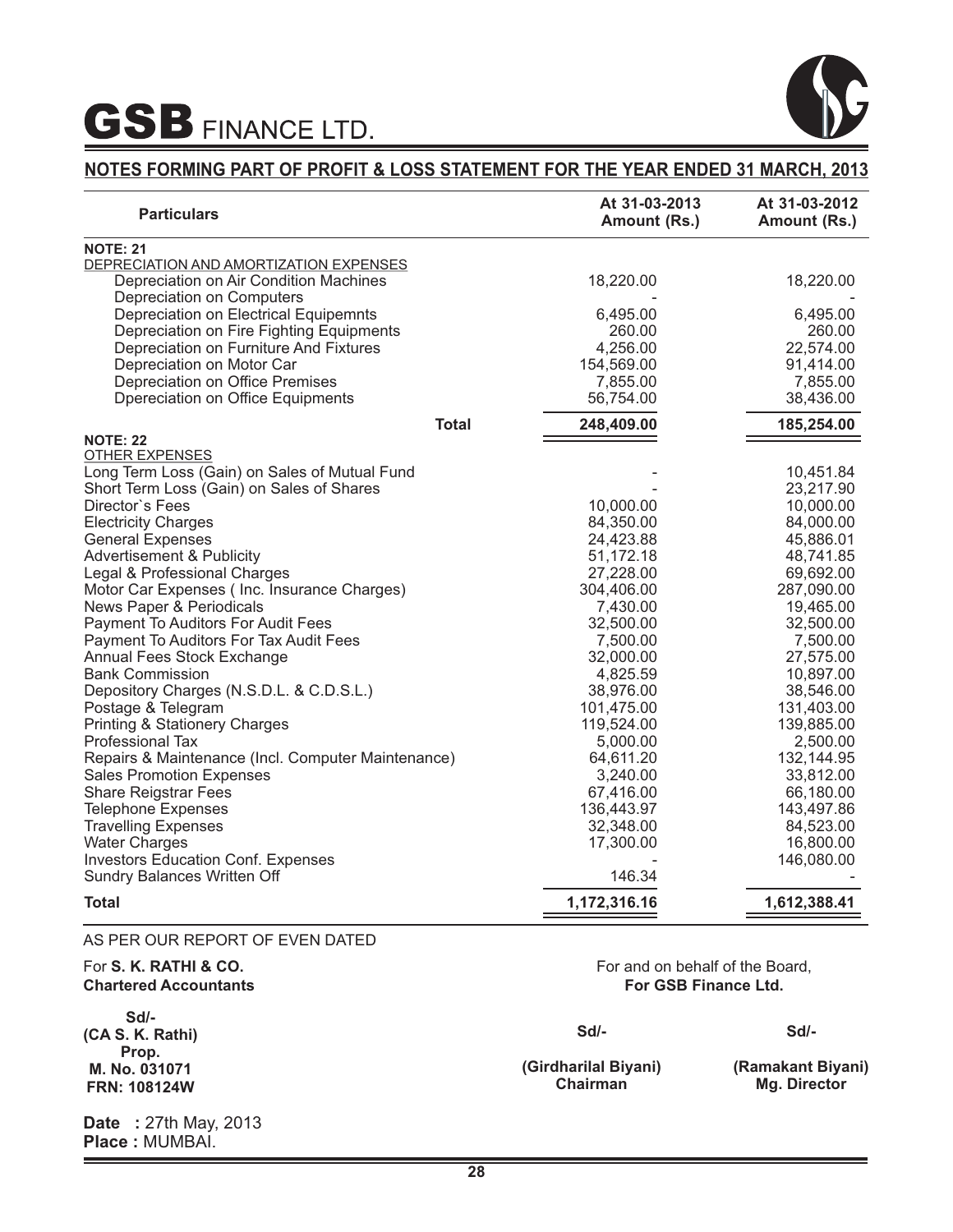# GSB FINANCE LTD.

## NOTES FORMING PART OF PROFIT & LOSS STATEMENT FOR THE YEAR ENDED 31 MARCH, 2013

| Particulars | At 31-03-2013 Amount (Rs.) | At 31-03-2012 Amount (Rs.) |
|---|---|---|
| **NOTE: 21** | | |
| DEPRECIATION AND AMORTIZATION EXPENSES | | |
| Depreciation on Air Condition Machines | 18,220.00 | 18,220.00 |
| Depreciation on Computers | - | - |
| Depreciation on Electrical Equipemnts | 6,495.00 | 6,495.00 |
| Depreciation on Fire Fighting Equipments | 260.00 | 260.00 |
| Depreciation on Furniture And Fixtures | 4,256.00 | 22,574.00 |
| Depreciation on Motor Car | 154,569.00 | 91,414.00 |
| Depreciation on Office Premises | 7,855.00 | 7,855.00 |
| Dpereciation on Office Equipments | 56,754.00 | 38,436.00 |
| **Total** | **248,409.00** | **185,254.00** |
| **NOTE: 22** | | |
| OTHER EXPENSES | | |
| Long Term Loss (Gain) on Sales of Mutual Fund | - | 10,451.84 |
| Short Term Loss (Gain) on Sales of Shares | - | 23,217.90 |
| Director`s Fees | 10,000.00 | 10,000.00 |
| Electricity Charges | 84,350.00 | 84,000.00 |
| General Expenses | 24,423.88 | 45,886.01 |
| Advertisement & Publicity | 51,172.18 | 48,741.85 |
| Legal & Professional Charges | 27,228.00 | 69,692.00 |
| Motor Car Expenses ( Inc. Insurance Charges) | 304,406.00 | 287,090.00 |
| News Paper & Periodicals | 7,430.00 | 19,465.00 |
| Payment To Auditors For Audit Fees | 32,500.00 | 32,500.00 |
| Payment To Auditors For Tax Audit Fees | 7,500.00 | 7,500.00 |
| Annual Fees Stock Exchange | 32,000.00 | 27,575.00 |
| Bank Commission | 4,825.59 | 10,897.00 |
| Depository Charges (N.S.D.L. & C.D.S.L.) | 38,976.00 | 38,546.00 |
| Postage & Telegram | 101,475.00 | 131,403.00 |
| Printing & Stationery Charges | 119,524.00 | 139,885.00 |
| Professional Tax | 5,000.00 | 2,500.00 |
| Repairs & Maintenance (Incl. Computer Maintenance) | 64,611.20 | 132,144.95 |
| Sales Promotion Expenses | 3,240.00 | 33,812.00 |
| Share Reigstrar Fees | 67,416.00 | 66,180.00 |
| Telephone Expenses | 136,443.97 | 143,497.86 |
| Travelling Expenses | 32,348.00 | 84,523.00 |
| Water Charges | 17,300.00 | 16,800.00 |
| Investors Education Conf. Expenses | - | 146,080.00 |
| Sundry Balances Written Off | 146.34 | - |
| **Total** | **1,172,316.16** | **1,612,388.41** |

AS PER OUR REPORT OF EVEN DATED

For **S. K. RATHI & CO.**
**Chartered Accountants**

**Sd/-**
**(CA S. K. Rathi)**
**Prop.**
**M. No. 031071**
**FRN: 108124W**

For and on behalf of the Board,
**For GSB Finance Ltd.**

| **Sd/-** | **Sd/-** |
|---|---|
| **(Girdharilal Biyani)** | **(Ramakant Biyani)** |
| **Chairman** | **Mg. Director** |

**Date** : 27th May, 2013
**Place :** MUMBAI.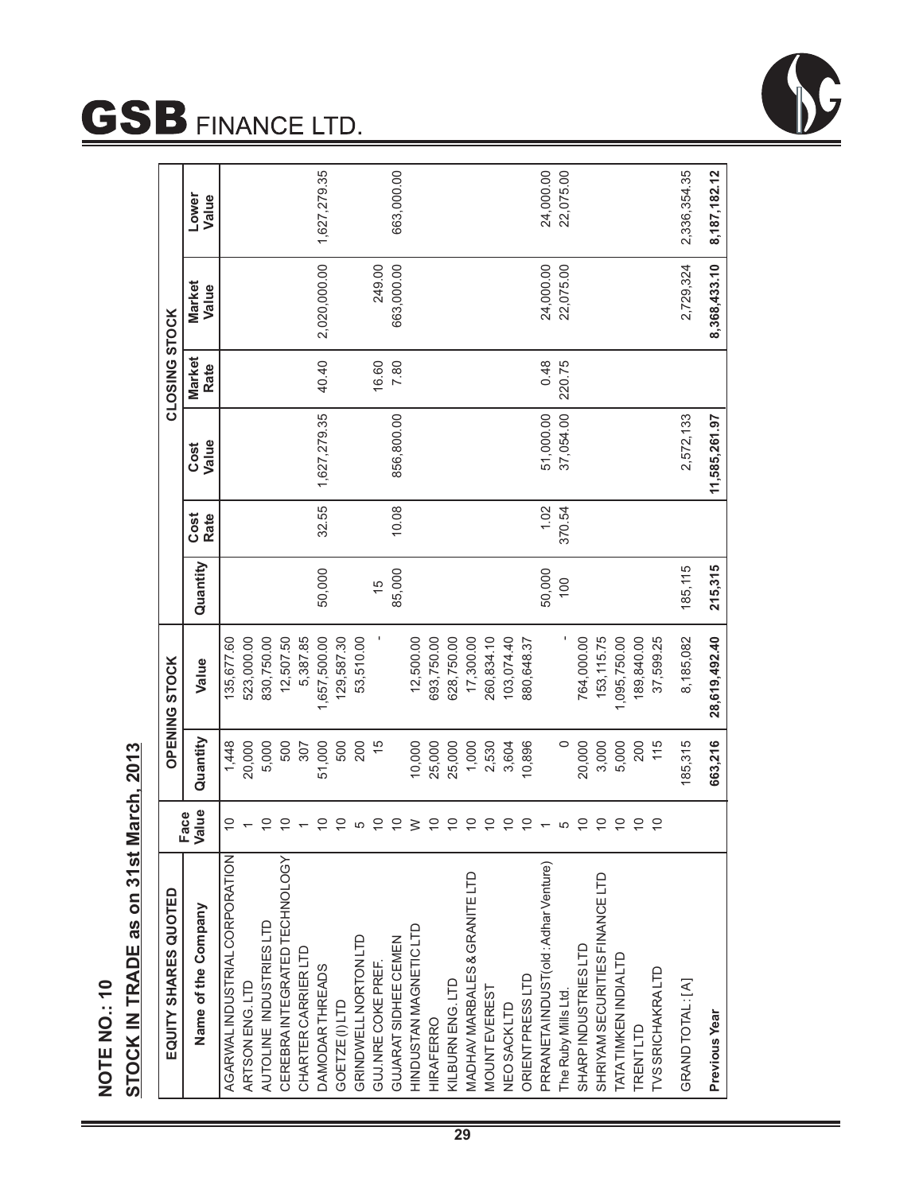GSB FINANCE LTD.

# NOTE NO.: 10

## STOCK IN TRADE as on 31st March, 2013

| EQUITY SHARES QUOTED | | OPENING STOCK | | CLOSING STOCK | | | | | | |
|---|---|---|---|---|---|---|---|---|---|---|
| Name of the Company | Face Value | Quantity | Value | Quantity | Cost Rate | Cost Value | Market Rate | Market Value | Lower Value |
| AGARWAL INDUSTRIAL CORPORATION | 10 | 1,448 | 135,677.60 | | | | | | |
| ARTSON ENG. LTD | 1 | 20,000 | 523,000.00 | | | | | | |
| AUTOLINE INDUSTRIES LTD | 10 | 5,000 | 830,750.00 | | | | | | |
| CEREBRA INTEGRATED TECHNOLOGY | 10 | 500 | 12,507.50 | | | | | | |
| CHARTER CARRIER LTD | 1 | 307 | 5,387.85 | | | | | | |
| DAMODAR THREADS | 10 | 51,000 | 1,657,500.00 | 50,000 | 32.55 | 1,627,279.35 | 40.40 | 2,020,000.00 | 1,627,279.35 |
| GOETZE (I) LTD | 10 | 500 | 129,587.30 | | | | | | |
| GRINDWELL NORTON LTD | 5 | 200 | 53,510.00 | | | | | | |
| GUJ.NRE COKE PREF. | 10 | 15 | - | 15 | | | 16.60 | 249.00 | |
| GUJARAT SIDHEE CEMEN | 10 | | | 85,000 | 10.08 | 856,800.00 | 7.80 | 663,000.00 | 663,000.00 |
| HINDUSTAN MAGNETIC LTD | W | 10,000 | 12,500.00 | | | | | | |
| HIRAFERRO | 10 | 25,000 | 693,750.00 | | | | | | |
| KILBURN ENG. LTD | 10 | 25,000 | 628,750.00 | | | | | | |
| MADHAV MARBALES & GRANITE LTD | 10 | 1,000 | 17,300.00 | | | | | | |
| MOUNT EVEREST | 10 | 2,530 | 260,834.10 | | | | | | |
| NEO SACK LTD | 10 | 3,604 | 103,074.40 | | | | | | |
| ORIENT PRESS LTD | 10 | 10,896 | 880,648.37 | | | | | | |
| PRRANETA INDUST(old : Adhar Venture) | 1 | | | 50,000 | 1.02 | 51,000.00 | 0.48 | 24,000.00 | 24,000.00 |
| The Ruby Mills Ltd. | 5 | 0 | - | 100 | 370.54 | 37,054.00 | 220.75 | 22,075.00 | 22,075.00 |
| SHARP INDUSTRIES LTD | 10 | 20,000 | 764,000.00 | | | | | | |
| SHRIYAM SECURITIES FINANCE LTD | 10 | 3,000 | 153,115.75 | | | | | | |
| TATA TIMKEN INDIA LTD | 10 | 5,000 | 1,095,750.00 | | | | | | |
| TRENT LTD | 10 | 200 | 189,840.00 | | | | | | |
| TVS SRICHAKRA LTD | 10 | 115 | 37,599.25 | | | | | | |
| GRAND TOTAL : [A] | | 185,315 | 8,185,082 | 185,115 | | 2,572,133 | | 2,729,324 | 2,336,354.35 |
| **Previous Year** | | **663,216** | **28,619,492.40** | **215,315** | | **11,585,261.97** | | **8,368,433.10** | **8,187,182.12** |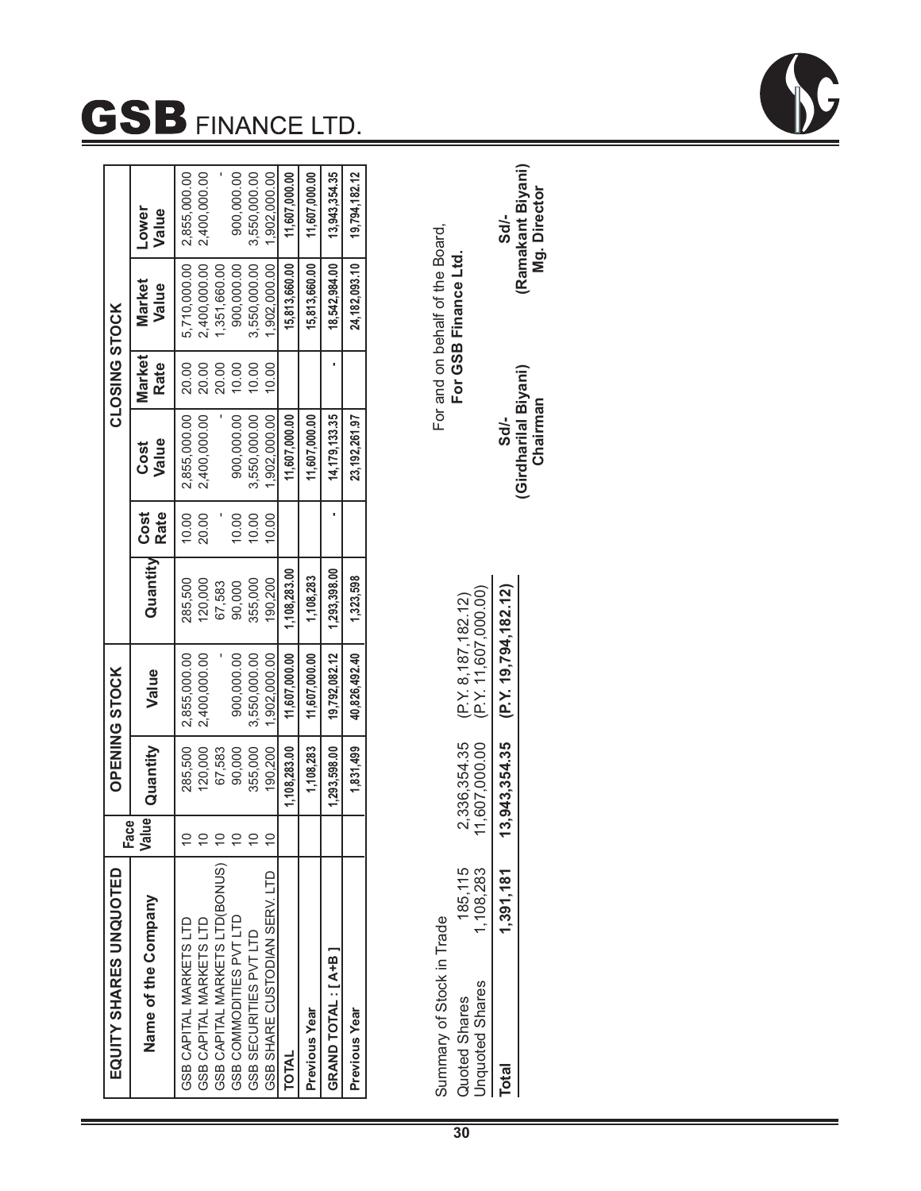# GSB FINANCE LTD.

| EQUITY SHARES UNQUOTED | | OPENING STOCK | | CLOSING STOCK | | | | | |
|---|---|---|---|---|---|---|---|---|---|
| Name of the Company | Face Value | Quantity | Value | Quantity | Cost Rate | Cost Value | Market Rate | Market Value | Lower Value |
| GSB CAPITAL MARKETS LTD | 10 | 285,500 | 2,855,000.00 | 285,500 | 10.00 | 2,855,000.00 | 20.00 | 5,710,000.00 | 2,855,000.00 |
| GSB CAPITAL MARKETS LTD | 10 | 120,000 | 2,400,000.00 | 120,000 | 20.00 | 2,400,000.00 | 20.00 | 2,400,000.00 | 2,400,000.00 |
| GSB CAPITAL MARKETS LTD(BONUS) | 10 | 67,583 | - | 67,583 | - | - | 20.00 | 1,351,660.00 | - |
| GSB COMMODITIES PVT LTD | 10 | 90,000 | 900,000.00 | 90,000 | 10.00 | 900,000.00 | 10.00 | 900,000.00 | 900,000.00 |
| GSB SECURITIES PVT LTD | 10 | 355,000 | 3,550,000.00 | 355,000 | 10.00 | 3,550,000.00 | 10.00 | 3,550,000.00 | 3,550,000.00 |
| GSB SHARE CUSTODIAN SERV. LTD | 10 | 190,200 | 1,902,000.00 | 190,200 | 10.00 | 1,902,000.00 | 10.00 | 1,902,000.00 | 1,902,000.00 |
| **TOTAL** | | **1,108,283.00** | **11,607,000.00** | **1,108,283.00** | | **11,607,000.00** | | **15,813,660.00** | **11,607,000.00** |
| **Previous Year** | | **1,108,283** | **11,607,000.00** | **1,108,283** | | **11,607,000.00** | | **15,813,660.00** | **11,607,000.00** |
| **GRAND TOTAL : [ A+B ]** | | **1,293,598.00** | **19,792,082.12** | **1,293,398.00** | **-** | **14,179,133.35** | **-** | **18,542,984.00** | **13,943,354.35** |
| **Previous Year** | | **1,831,499** | **40,826,492.40** | **1,323,598** | | **23,192,261.97** | | **24,182,093.10** | **19,794,182.12** |

Summary of Stock in Trade

| | | | |
|---|---|---|---|
| Quoted Shares | 185,115 | 2,336,354.35 | (P.Y. 8,187,182.12) |
| Unquoted Shares | 1,108,283 | 11,607,000.00 | (P.Y. 11,607,000.00) |
| **Total** | **1,391,181** | **13,943,354.35** | **(P.Y. 19,794,182.12)** |

For and on behalf of the Board,
**For GSB Finance Ltd.**

**Sd/-**
**(Girdharilal Biyani)**
**Chairman**

**Sd/-**
**(Ramakant Biyani)**
**Mg. Director**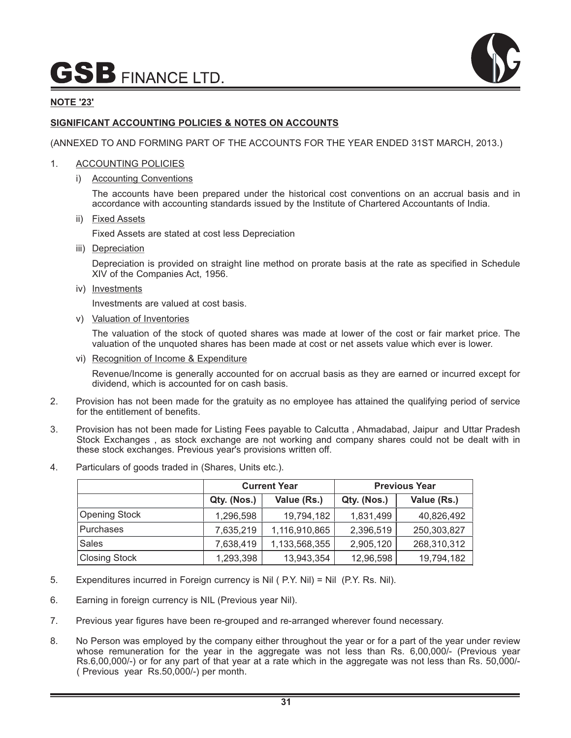# GSB FINANCE LTD.

**NOTE '23'**

**SIGNIFICANT ACCOUNTING POLICIES & NOTES ON ACCOUNTS**

(ANNEXED TO AND FORMING PART OF THE ACCOUNTS FOR THE YEAR ENDED 31ST MARCH, 2013.)

1. ACCOUNTING POLICIES

   i) Accounting Conventions

      The accounts have been prepared under the historical cost conventions on an accrual basis and in accordance with accounting standards issued by the Institute of Chartered Accountants of India.

   ii) Fixed Assets

      Fixed Assets are stated at cost less Depreciation

   iii) Depreciation

      Depreciation is provided on straight line method on prorate basis at the rate as specified in Schedule XIV of the Companies Act, 1956.

   iv) Investments

      Investments are valued at cost basis.

   v) Valuation of Inventories

      The valuation of the stock of quoted shares was made at lower of the cost or fair market price. The valuation of the unquoted shares has been made at cost or net assets value which ever is lower.

   vi) Recognition of Income & Expenditure

      Revenue/Income is generally accounted for on accrual basis as they are earned or incurred except for dividend, which is accounted for on cash basis.

2. Provision has not been made for the gratuity as no employee has attained the qualifying period of service for the entitlement of benefits.

3. Provision has not been made for Listing Fees payable to Calcutta , Ahmadabad, Jaipur and Uttar Pradesh Stock Exchanges , as stock exchange are not working and company shares could not be dealt with in these stock exchanges. Previous year's provisions written off.

4. Particulars of goods traded in (Shares, Units etc.).

| | Current Year | | Previous Year | |
|---|---|---|---|---|
| | Qty. (Nos.) | Value (Rs.) | Qty. (Nos.) | Value (Rs.) |
| Opening Stock | 1,296,598 | 19,794,182 | 1,831,499 | 40,826,492 |
| Purchases | 7,635,219 | 1,116,910,865 | 2,396,519 | 250,303,827 |
| Sales | 7,638,419 | 1,133,568,355 | 2,905,120 | 268,310,312 |
| Closing Stock | 1,293,398 | 13,943,354 | 12,96,598 | 19,794,182 |

5. Expenditures incurred in Foreign currency is Nil ( P.Y. Nil) = Nil (P.Y. Rs. Nil).

6. Earning in foreign currency is NIL (Previous year Nil).

7. Previous year figures have been re-grouped and re-arranged wherever found necessary.

8. No Person was employed by the company either throughout the year or for a part of the year under review whose remuneration for the year in the aggregate was not less than Rs. 6,00,000/- (Previous year Rs.6,00,000/-) or for any part of that year at a rate which in the aggregate was not less than Rs. 50,000/- ( Previous year Rs.50,000/-) per month.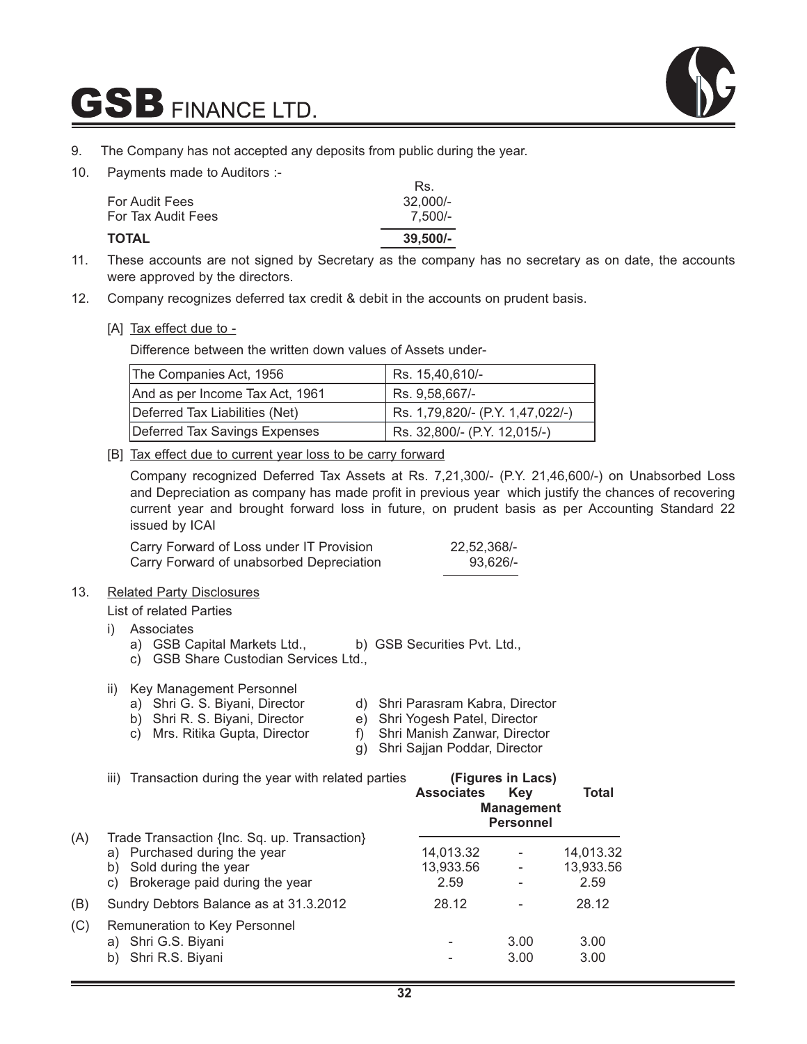9. The Company has not accepted any deposits from public during the year.

10. Payments made to Auditors :-

| | Rs. |
|---|---|
| For Audit Fees | 32,000/- |
| For Tax Audit Fees | 7,500/- |
| **TOTAL** | **39,500/-** |

11. These accounts are not signed by Secretary as the company has no secretary as on date, the accounts were approved by the directors.

12. Company recognizes deferred tax credit & debit in the accounts on prudent basis.

[A] Tax effect due to -

Difference between the written down values of Assets under-

| | |
|---|---|
| The Companies Act, 1956 | Rs. 15,40,610/- |
| And as per Income Tax Act, 1961 | Rs. 9,58,667/- |
| Deferred Tax Liabilities (Net) | Rs. 1,79,820/- (P.Y. 1,47,022/-) |
| Deferred Tax Savings Expenses | Rs. 32,800/- (P.Y. 12,015/-) |

[B] Tax effect due to current year loss to be carry forward

Company recognized Deferred Tax Assets at Rs. 7,21,300/- (P.Y. 21,46,600/-) on Unabsorbed Loss and Depreciation as company has made profit in previous year which justify the chances of recovering current year and brought forward loss in future, on prudent basis as per Accounting Standard 22 issued by ICAI

| | |
|---|---|
| Carry Forward of Loss under IT Provision | 22,52,368/- |
| Carry Forward of unabsorbed Depreciation | 93,626/- |

13. Related Party Disclosures

List of related Parties

i) Associates
   a) GSB Capital Markets Ltd.,
   b) GSB Securities Pvt. Ltd.,
   c) GSB Share Custodian Services Ltd.,

ii) Key Management Personnel
   a) Shri G. S. Biyani, Director
   b) Shri R. S. Biyani, Director
   c) Mrs. Ritika Gupta, Director
   d) Shri Parasram Kabra, Director
   e) Shri Yogesh Patel, Director
   f) Shri Manish Zanwar, Director
   g) Shri Sajjan Poddar, Director

iii) Transaction during the year with related parties **(Figures in Lacs)**

| | | **Associates** | **Key Management Personnel** | **Total** |
|---|---|---|---|---|
| (A) | Trade Transaction {Inc. Sq. up. Transaction} | | | |
| | a) Purchased during the year | 14,013.32 | - | 14,013.32 |
| | b) Sold during the year | 13,933.56 | - | 13,933.56 |
| | c) Brokerage paid during the year | 2.59 | - | 2.59 |
| (B) | Sundry Debtors Balance as at 31.3.2012 | 28.12 | - | 28.12 |
| (C) | Remuneration to Key Personnel | | | |
| | a) Shri G.S. Biyani | - | 3.00 | 3.00 |
| | b) Shri R.S. Biyani | - | 3.00 | 3.00 |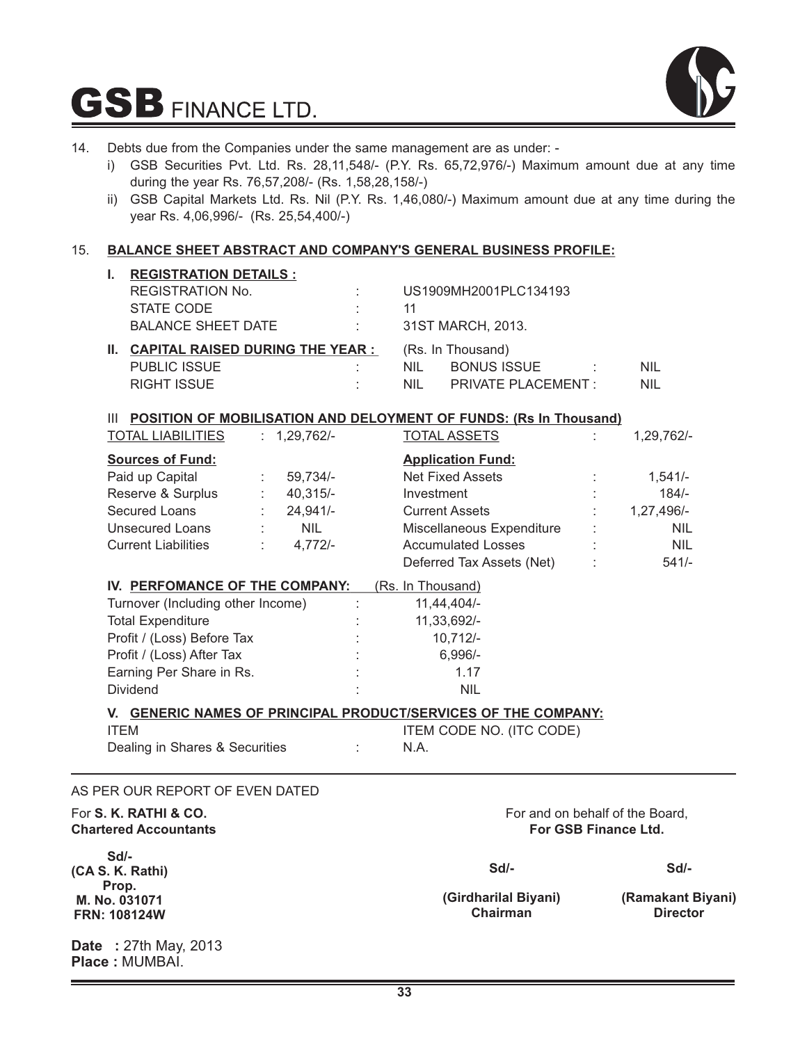14. Debts due from the Companies under the same management are as under: -
    i) GSB Securities Pvt. Ltd. Rs. 28,11,548/- (P.Y. Rs. 65,72,976/-) Maximum amount due at any time during the year Rs. 76,57,208/- (Rs. 1,58,28,158/-)
    ii) GSB Capital Markets Ltd. Rs. Nil (P.Y. Rs. 1,46,080/-) Maximum amount due at any time during the year Rs. 4,06,996/- (Rs. 25,54,400/-)

15. **BALANCE SHEET ABSTRACT AND COMPANY'S GENERAL BUSINESS PROFILE:**

**I. REGISTRATION DETAILS :**

| | | |
|---|---|---|
| REGISTRATION No. | : | US1909MH2001PLC134193 |
| STATE CODE | : | 11 |
| BALANCE SHEET DATE | : | 31ST MARCH, 2013. |

**II. CAPITAL RAISED DURING THE YEAR :** (Rs. In Thousand)

| | | | | | |
|---|---|---|---|---|---|
| PUBLIC ISSUE | : | NIL | BONUS ISSUE | : | NIL |
| RIGHT ISSUE | : | NIL | PRIVATE PLACEMENT | : | NIL |

**III POSITION OF MOBILISATION AND DELOYMENT OF FUNDS: (Rs In Thousand)**

| | | | | | |
|---|---|---|---|---|---|
| TOTAL LIABILITIES | : | 1,29,762/- | TOTAL ASSETS | : | 1,29,762/- |
| **Sources of Fund:** | | | **Application Fund:** | | |
| Paid up Capital | : | 59,734/- | Net Fixed Assets | : | 1,541/- |
| Reserve & Surplus | : | 40,315/- | Investment | : | 184/- |
| Secured Loans | : | 24,941/- | Current Assets | : | 1,27,496/- |
| Unsecured Loans | : | NIL | Miscellaneous Expenditure | : | NIL |
| Current Liabilities | : | 4,772/- | Accumulated Losses | : | NIL |
| | | | Deferred Tax Assets (Net) | : | 541/- |

**IV. PERFOMANCE OF THE COMPANY:** (Rs. In Thousand)

| | | |
|---|---|---|
| Turnover (Including other Income) | : | 11,44,404/- |
| Total Expenditure | : | 11,33,692/- |
| Profit / (Loss) Before Tax | : | 10,712/- |
| Profit / (Loss) After Tax | : | 6,996/- |
| Earning Per Share in Rs. | : | 1.17 |
| Dividend | : | NIL |

**V. GENERIC NAMES OF PRINCIPAL PRODUCT/SERVICES OF THE COMPANY:**

| | | |
|---|---|---|
| ITEM | | ITEM CODE NO. (ITC CODE) |
| Dealing in Shares & Securities | : | N.A. |

AS PER OUR REPORT OF EVEN DATED

For **S. K. RATHI & CO.**
**Chartered Accountants**

**Sd/-**
**(CA S. K. Rathi)**
**Prop.**
**M. No. 031071**
**FRN: 108124W**

**Date :** 27th May, 2013
**Place :** MUMBAI.

For and on behalf of the Board,
**For GSB Finance Ltd.**

| | |
|---|---|
| **Sd/-** | **Sd/-** |
| **(Girdharilal Biyani)** | **(Ramakant Biyani)** |
| **Chairman** | **Director** |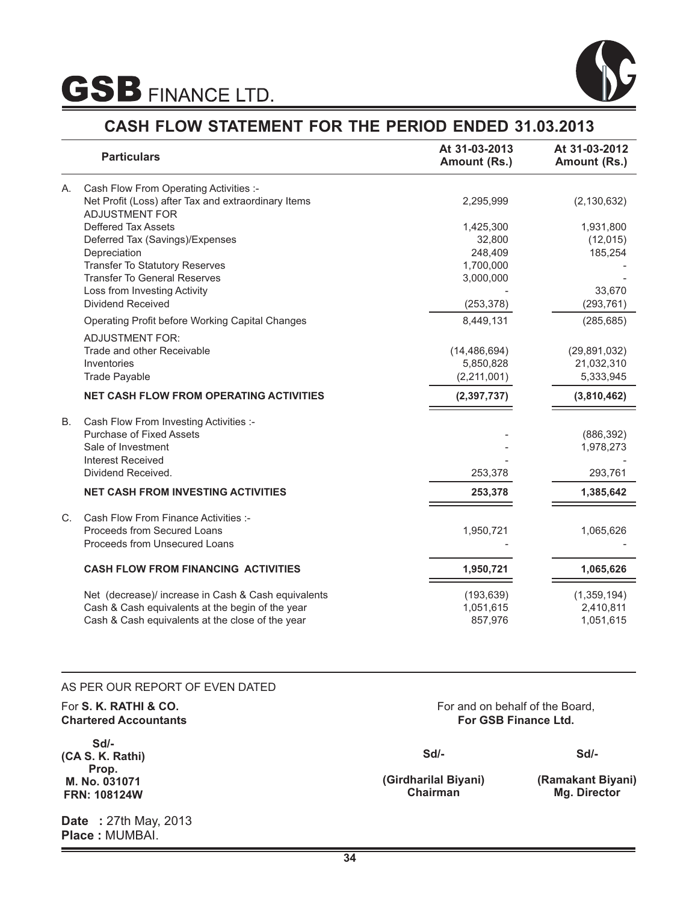# GSB FINANCE LTD.

## CASH FLOW STATEMENT FOR THE PERIOD ENDED 31.03.2013

| | Particulars | At 31-03-2013 Amount (Rs.) | At 31-03-2012 Amount (Rs.) |
|---|---|---|---|
| A. | Cash Flow From Operating Activities :- | | |
| | Net Profit (Loss) after Tax and extraordinary Items | 2,295,999 | (2,130,632) |
| | ADJUSTMENT FOR | | |
| | Deffered Tax Assets | 1,425,300 | 1,931,800 |
| | Deferred Tax (Savings)/Expenses | 32,800 | (12,015) |
| | Depreciation | 248,409 | 185,254 |
| | Transfer To Statutory Reserves | 1,700,000 | - |
| | Transfer To General Reserves | 3,000,000 | - |
| | Loss from Investing Activity | - | 33,670 |
| | Dividend Received | (253,378) | (293,761) |
| | Operating Profit before Working Capital Changes | 8,449,131 | (285,685) |
| | ADJUSTMENT FOR: | | |
| | Trade and other Receivable | (14,486,694) | (29,891,032) |
| | Inventories | 5,850,828 | 21,032,310 |
| | Trade Payable | (2,211,001) | 5,333,945 |
| | **NET CASH FLOW FROM OPERATING ACTIVITIES** | **(2,397,737)** | **(3,810,462)** |
| B. | Cash Flow From Investing Activities :- | | |
| | Purchase of Fixed Assets | - | (886,392) |
| | Sale of Investment | - | 1,978,273 |
| | Interest Received | - | - |
| | Dividend Received. | 253,378 | 293,761 |
| | **NET CASH FROM INVESTING ACTIVITIES** | **253,378** | **1,385,642** |
| C. | Cash Flow From Finance Activities :- | | |
| | Proceeds from Secured Loans | 1,950,721 | 1,065,626 |
| | Proceeds from Unsecured Loans | - | - |
| | **CASH FLOW FROM FINANCING ACTIVITIES** | **1,950,721** | **1,065,626** |
| | Net (decrease)/ increase in Cash & Cash equivalents | (193,639) | (1,359,194) |
| | Cash & Cash equivalents at the begin of the year | 1,051,615 | 2,410,811 |
| | Cash & Cash equivalents at the close of the year | 857,976 | 1,051,615 |

AS PER OUR REPORT OF EVEN DATED

For **S. K. RATHI & CO.**
**Chartered Accountants**

**Sd/-**
**(CA S. K. Rathi)**
**Prop.**
**M. No. 031071**
**FRN: 108124W**

**Date** : 27th May, 2013
**Place :** MUMBAI.

For and on behalf of the Board,
**For GSB Finance Ltd.**

**Sd/-**
**(Girdharilal Biyani)**
**Chairman**

**Sd/-**
**(Ramakant Biyani)**
**Mg. Director**